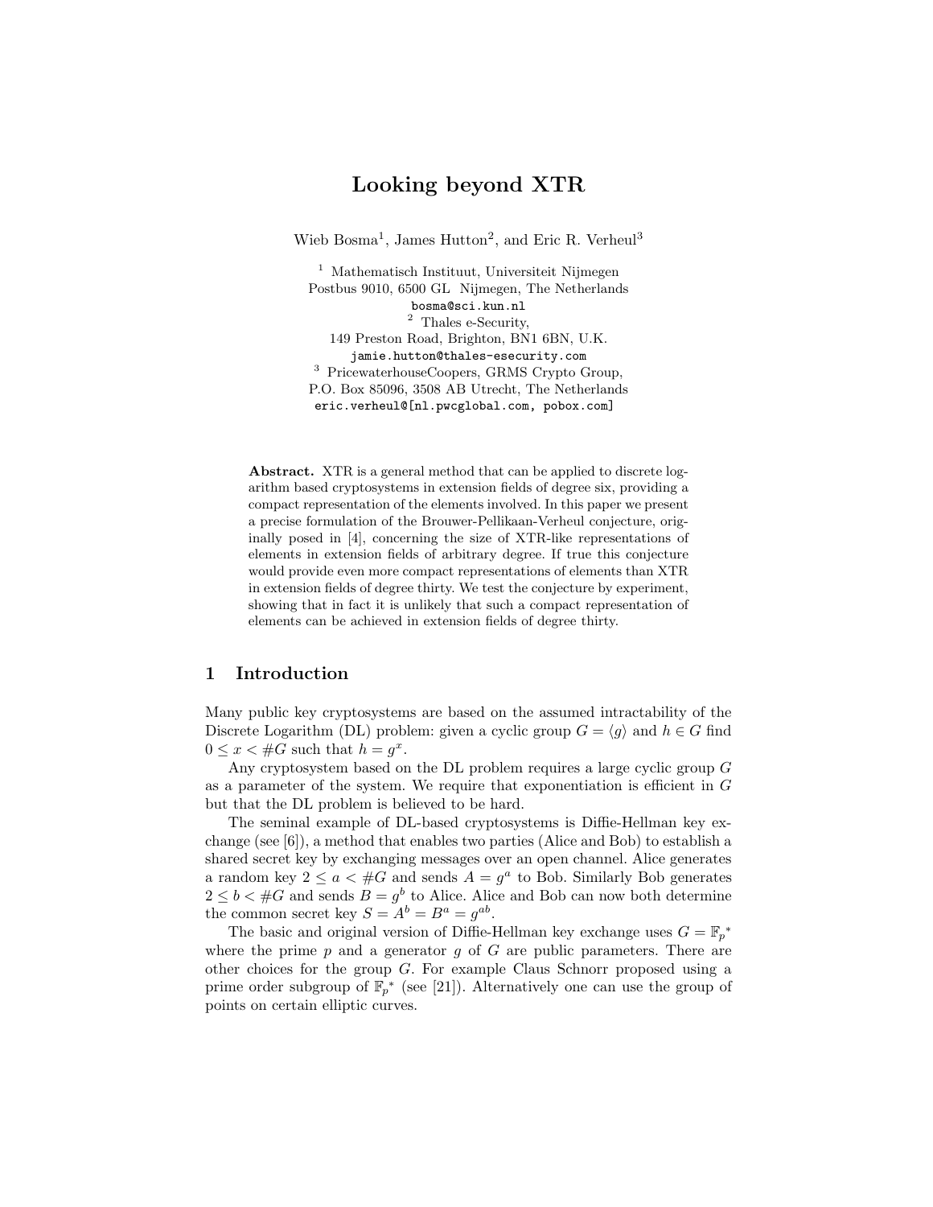# Looking beyond XTR

Wieb Bosma[1], James Hutton[2], and Eric R. Verheul[3]

[1] Mathematisch Instituut, Universiteit Nijmegen
Postbus 9010, 6500 GL Nijmegen, The Netherlands
bosma@sci.kun.nl

[2] Thales e-Security,
149 Preston Road, Brighton, BN1 6BN, U.K.
jamie.hutton@thales-esecurity.com

[3] PricewaterhouseCoopers, GRMS Crypto Group,
P.O. Box 85096, 3508 AB Utrecht, The Netherlands
eric.verheul@[nl.pwcglobal.com, pobox.com]

**Abstract.** XTR is a general method that can be applied to discrete logarithm based cryptosystems in extension fields of degree six, providing a compact representation of the elements involved. In this paper we present a precise formulation of the Brouwer-Pellikaan-Verheul conjecture, originally posed in [4], concerning the size of XTR-like representations of elements in extension fields of arbitrary degree. If true this conjecture would provide even more compact representations of elements than XTR in extension fields of degree thirty. We test the conjecture by experiment, showing that in fact it is unlikely that such a compact representation of elements can be achieved in extension fields of degree thirty.

## 1 Introduction

Many public key cryptosystems are based on the assumed intractability of the Discrete Logarithm (DL) problem: given a cyclic group $G = \langle g \rangle$ and $h \in G$ find $0 \leq x < \#G$ such that $h = g^x$.

Any cryptosystem based on the DL problem requires a large cyclic group $G$ as a parameter of the system. We require that exponentiation is efficient in $G$ but that the DL problem is believed to be hard.

The seminal example of DL-based cryptosystems is Diffie-Hellman key exchange (see [6]), a method that enables two parties (Alice and Bob) to establish a shared secret key by exchanging messages over an open channel. Alice generates a random key $2 \leq a < \#G$ and sends $A = g^a$ to Bob. Similarly Bob generates $2 \leq b < \#G$ and sends $B = g^b$ to Alice. Alice and Bob can now both determine the common secret key $S = A^b = B^a = g^{ab}$.

The basic and original version of Diffie-Hellman key exchange uses $G = \mathbb{F}_p{}^*$ where the prime $p$ and a generator $g$ of $G$ are public parameters. There are other choices for the group $G$. For example Claus Schnorr proposed using a prime order subgroup of $\mathbb{F}_p{}^*$ (see [21]). Alternatively one can use the group of points on certain elliptic curves.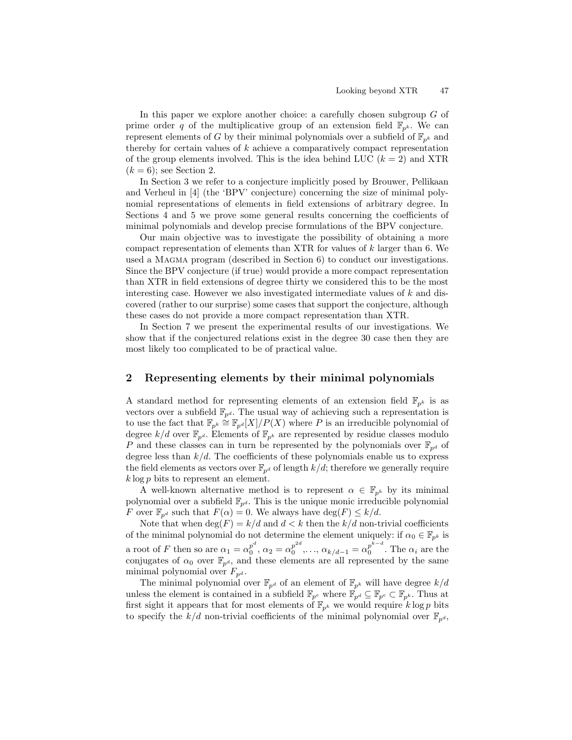In this paper we explore another choice: a carefully chosen subgroup $G$ of prime order $q$ of the multiplicative group of an extension field $\mathbb{F}_{p^k}$. We can represent elements of $G$ by their minimal polynomials over a subfield of $\mathbb{F}_{p^k}$ and thereby for certain values of $k$ achieve a comparatively compact representation of the group elements involved. This is the idea behind LUC ($k = 2$) and XTR ($k = 6$); see Section 2.

In Section 3 we refer to a conjecture implicitly posed by Brouwer, Pellikaan and Verheul in [4] (the 'BPV' conjecture) concerning the size of minimal polynomial representations of elements in field extensions of arbitrary degree. In Sections 4 and 5 we prove some general results concerning the coefficients of minimal polynomials and develop precise formulations of the BPV conjecture.

Our main objective was to investigate the possibility of obtaining a more compact representation of elements than XTR for values of $k$ larger than 6. We used a MAGMA program (described in Section 6) to conduct our investigations. Since the BPV conjecture (if true) would provide a more compact representation than XTR in field extensions of degree thirty we considered this to be the most interesting case. However we also investigated intermediate values of $k$ and discovered (rather to our surprise) some cases that support the conjecture, although these cases do not provide a more compact representation than XTR.

In Section 7 we present the experimental results of our investigations. We show that if the conjectured relations exist in the degree 30 case then they are most likely too complicated to be of practical value.

## 2 Representing elements by their minimal polynomials

A standard method for representing elements of an extension field $\mathbb{F}_{p^k}$ is as vectors over a subfield $\mathbb{F}_{p^d}$. The usual way of achieving such a representation is to use the fact that $\mathbb{F}_{p^k} \cong \mathbb{F}_{p^d}[X]/P(X)$ where $P$ is an irreducible polynomial of degree $k/d$ over $\mathbb{F}_{p^d}$. Elements of $\mathbb{F}_{p^k}$ are represented by residue classes modulo $P$ and these classes can in turn be represented by the polynomials over $\mathbb{F}_{p^d}$ of degree less than $k/d$. The coefficients of these polynomials enable us to express the field elements as vectors over $\mathbb{F}_{p^d}$ of length $k/d$; therefore we generally require $k \log p$ bits to represent an element.

A well-known alternative method is to represent $\alpha \in \mathbb{F}_{p^k}$ by its minimal polynomial over a subfield $\mathbb{F}_{p^d}$. This is the unique monic irreducible polynomial $F$ over $\mathbb{F}_{p^d}$ such that $F(\alpha) = 0$. We always have $\deg(F) \leq k/d$.

Note that when $\deg(F) = k/d$ and $d < k$ then the $k/d$ non-trivial coefficients of the minimal polynomial do not determine the element uniquely: if $\alpha_0 \in \mathbb{F}_{p^k}$ is a root of $F$ then so are $\alpha_1 = \alpha_0^{p^d}$, $\alpha_2 = \alpha_0^{p^{2d}}$, ..., $\alpha_{k/d-1} = \alpha_0^{p^{k-d}}$. The $\alpha_i$ are the conjugates of $\alpha_0$ over $\mathbb{F}_{p^d}$, and these elements are all represented by the same minimal polynomial over $F_{p^d}$.

The minimal polynomial over $\mathbb{F}_{p^d}$ of an element of $\mathbb{F}_{p^k}$ will have degree $k/d$ unless the element is contained in a subfield $\mathbb{F}_{p^e}$ where $\mathbb{F}_{p^d} \subseteq \mathbb{F}_{p^e} \subset \mathbb{F}_{p^k}$. Thus at first sight it appears that for most elements of $\mathbb{F}_{p^k}$ we would require $k \log p$ bits to specify the $k/d$ non-trivial coefficients of the minimal polynomial over $\mathbb{F}_{p^d}$,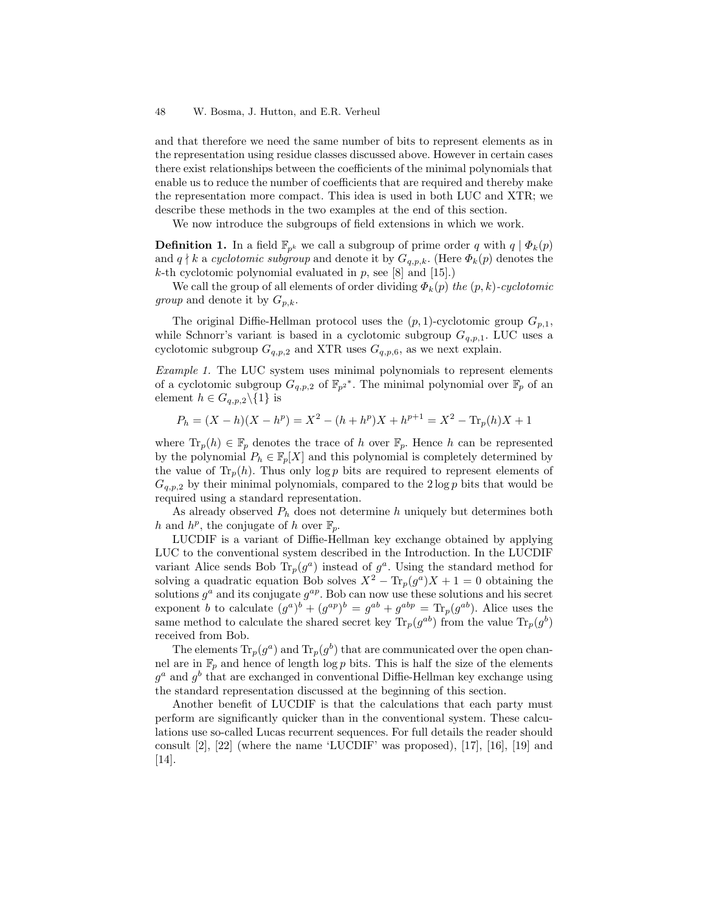and that therefore we need the same number of bits to represent elements as in the representation using residue classes discussed above. However in certain cases there exist relationships between the coefficients of the minimal polynomials that enable us to reduce the number of coefficients that are required and thereby make the representation more compact. This idea is used in both LUC and XTR; we describe these methods in the two examples at the end of this section.

We now introduce the subgroups of field extensions in which we work.

**Definition 1.** In a field $\mathbb{F}_{p^k}$ we call a subgroup of prime order $q$ with $q \mid \Phi_k(p)$ and $q \nmid k$ a *cyclotomic subgroup* and denote it by $G_{q,p,k}$. (Here $\Phi_k(p)$ denotes the $k$-th cyclotomic polynomial evaluated in $p$, see [8] and [15].)

We call the group of all elements of order dividing $\Phi_k(p)$ *the* $(p,k)$*-cyclotomic group* and denote it by $G_{p,k}$.

The original Diffie-Hellman protocol uses the $(p,1)$-cyclotomic group $G_{p,1}$, while Schnorr's variant is based in a cyclotomic subgroup $G_{q,p,1}$. LUC uses a cyclotomic subgroup $G_{q,p,2}$ and XTR uses $G_{q,p,6}$, as we next explain.

*Example 1.* The LUC system uses minimal polynomials to represent elements of a cyclotomic subgroup $G_{q,p,2}$ of $\mathbb{F}_{p^2}{}^*$. The minimal polynomial over $\mathbb{F}_p$ of an element $h \in G_{q,p,2} \backslash \{1\}$ is

$$P_h = (X - h)(X - h^p) = X^2 - (h + h^p)X + h^{p+1} = X^2 - \mathrm{Tr}_p(h)X + 1$$

where $\mathrm{Tr}_p(h) \in \mathbb{F}_p$ denotes the trace of $h$ over $\mathbb{F}_p$. Hence $h$ can be represented by the polynomial $P_h \in \mathbb{F}_p[X]$ and this polynomial is completely determined by the value of $\mathrm{Tr}_p(h)$. Thus only $\log p$ bits are required to represent elements of $G_{q,p,2}$ by their minimal polynomials, compared to the $2 \log p$ bits that would be required using a standard representation.

As already observed $P_h$ does not determine $h$ uniquely but determines both $h$ and $h^p$, the conjugate of $h$ over $\mathbb{F}_p$.

LUCDIF is a variant of Diffie-Hellman key exchange obtained by applying LUC to the conventional system described in the Introduction. In the LUCDIF variant Alice sends Bob $\mathrm{Tr}_p(g^a)$ instead of $g^a$. Using the standard method for solving a quadratic equation Bob solves $X^2 - \mathrm{Tr}_p(g^a)X + 1 = 0$ obtaining the solutions $g^a$ and its conjugate $g^{ap}$. Bob can now use these solutions and his secret exponent $b$ to calculate $(g^a)^b + (g^{ap})^b = g^{ab} + g^{abp} = \mathrm{Tr}_p(g^{ab})$. Alice uses the same method to calculate the shared secret key $\mathrm{Tr}_p(g^{ab})$ from the value $\mathrm{Tr}_p(g^b)$ received from Bob.

The elements $\mathrm{Tr}_p(g^a)$ and $\mathrm{Tr}_p(g^b)$ that are communicated over the open channel are in $\mathbb{F}_p$ and hence of length $\log p$ bits. This is half the size of the elements $g^a$ and $g^b$ that are exchanged in conventional Diffie-Hellman key exchange using the standard representation discussed at the beginning of this section.

Another benefit of LUCDIF is that the calculations that each party must perform are significantly quicker than in the conventional system. These calculations use so-called Lucas recurrent sequences. For full details the reader should consult [2], [22] (where the name 'LUCDIF' was proposed), [17], [16], [19] and [14].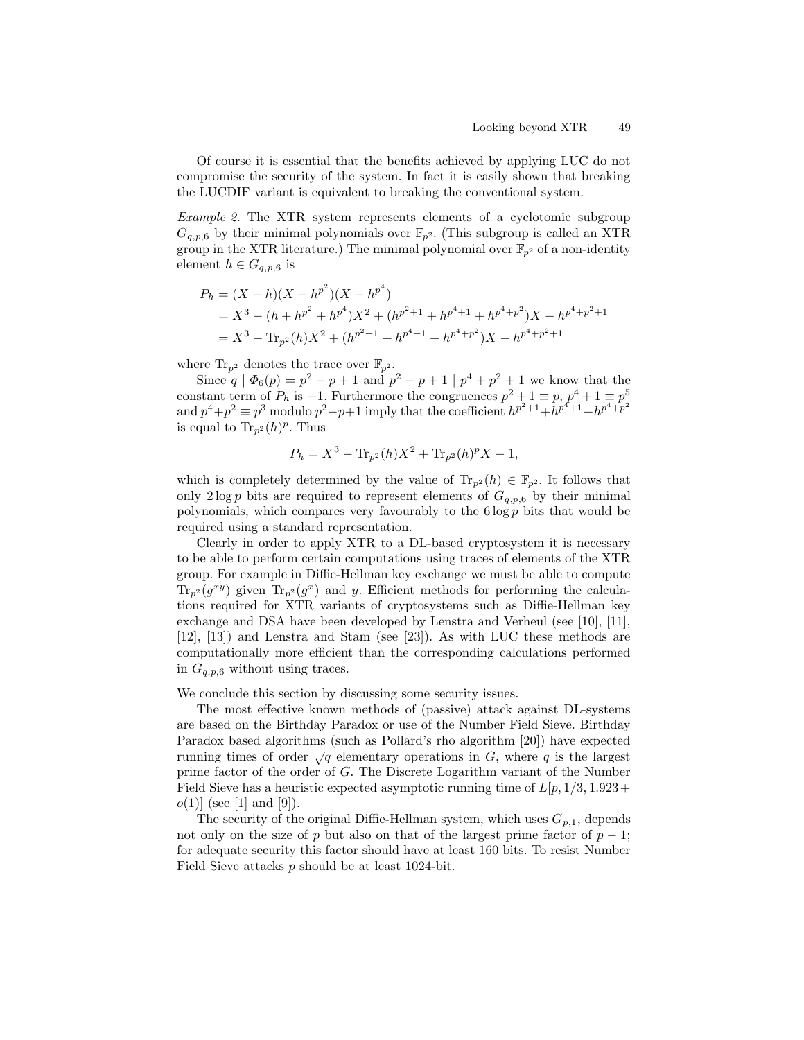Of course it is essential that the benefits achieved by applying LUC do not compromise the security of the system. In fact it is easily shown that breaking the LUCDIF variant is equivalent to breaking the conventional system.

*Example 2.* The XTR system represents elements of a cyclotomic subgroup $G_{q,p,6}$ by their minimal polynomials over $\mathbb{F}_{p^2}$. (This subgroup is called an XTR group in the XTR literature.) The minimal polynomial over $\mathbb{F}_{p^2}$ of a non-identity element $h \in G_{q,p,6}$ is

$$
\begin{aligned}
P_h &= (X - h)(X - h^{p^2})(X - h^{p^4}) \\
&= X^3 - (h + h^{p^2} + h^{p^4})X^2 + (h^{p^2+1} + h^{p^4+1} + h^{p^4+p^2})X - h^{p^4+p^2+1} \\
&= X^3 - \mathrm{Tr}_{p^2}(h)X^2 + (h^{p^2+1} + h^{p^4+1} + h^{p^4+p^2})X - h^{p^4+p^2+1}
\end{aligned}
$$

where $\mathrm{Tr}_{p^2}$ denotes the trace over $\mathbb{F}_{p^2}$.

Since $q \mid \Phi_6(p) = p^2 - p + 1$ and $p^2 - p + 1 \mid p^4 + p^2 + 1$ we know that the constant term of $P_h$ is $-1$. Furthermore the congruences $p^2 + 1 \equiv p$, $p^4 + 1 \equiv p^5$ and $p^4 + p^2 \equiv p^3$ modulo $p^2 - p + 1$ imply that the coefficient $h^{p^2+1} + h^{p^4+1} + h^{p^4+p^2}$ is equal to $\mathrm{Tr}_{p^2}(h)^p$. Thus

$$
P_h = X^3 - \mathrm{Tr}_{p^2}(h)X^2 + \mathrm{Tr}_{p^2}(h)^p X - 1,
$$

which is completely determined by the value of $\mathrm{Tr}_{p^2}(h) \in \mathbb{F}_{p^2}$. It follows that only $2 \log p$ bits are required to represent elements of $G_{q,p,6}$ by their minimal polynomials, which compares very favourably to the $6 \log p$ bits that would be required using a standard representation.

Clearly in order to apply XTR to a DL-based cryptosystem it is necessary to be able to perform certain computations using traces of elements of the XTR group. For example in Diffie-Hellman key exchange we must be able to compute $\mathrm{Tr}_{p^2}(g^{xy})$ given $\mathrm{Tr}_{p^2}(g^x)$ and $y$. Efficient methods for performing the calculations required for XTR variants of cryptosystems such as Diffie-Hellman key exchange and DSA have been developed by Lenstra and Verheul (see [10], [11], [12], [13]) and Lenstra and Stam (see [23]). As with LUC these methods are computationally more efficient than the corresponding calculations performed in $G_{q,p,6}$ without using traces.

We conclude this section by discussing some security issues.

The most effective known methods of (passive) attack against DL-systems are based on the Birthday Paradox or use of the Number Field Sieve. Birthday Paradox based algorithms (such as Pollard's rho algorithm [20]) have expected running times of order $\sqrt{q}$ elementary operations in $G$, where $q$ is the largest prime factor of the order of $G$. The Discrete Logarithm variant of the Number Field Sieve has a heuristic expected asymptotic running time of $L[p, 1/3, 1.923 + o(1)]$ (see [1] and [9]).

The security of the original Diffie-Hellman system, which uses $G_{p,1}$, depends not only on the size of $p$ but also on that of the largest prime factor of $p - 1$; for adequate security this factor should have at least 160 bits. To resist Number Field Sieve attacks $p$ should be at least 1024-bit.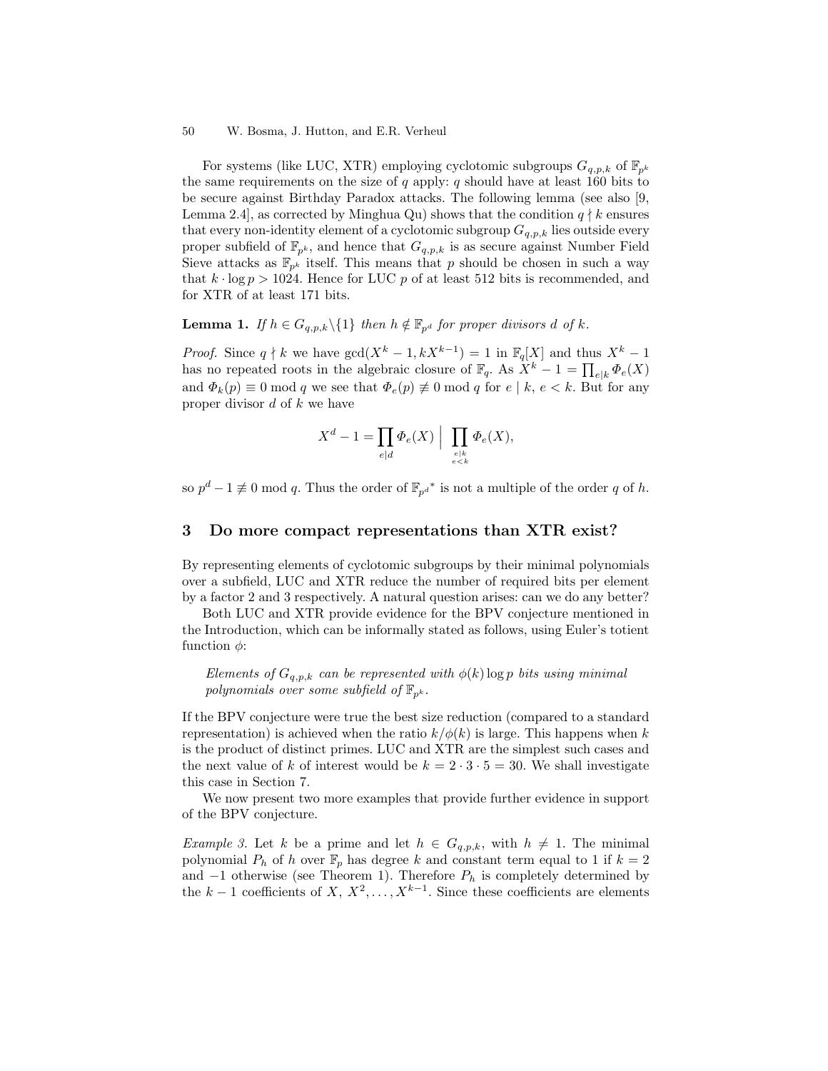For systems (like LUC, XTR) employing cyclotomic subgroups $G_{q,p,k}$ of $\mathbb{F}_{p^k}$ the same requirements on the size of $q$ apply: $q$ should have at least 160 bits to be secure against Birthday Paradox attacks. The following lemma (see also [9, Lemma 2.4], as corrected by Minghua Qu) shows that the condition $q \nmid k$ ensures that every non-identity element of a cyclotomic subgroup $G_{q,p,k}$ lies outside every proper subfield of $\mathbb{F}_{p^k}$, and hence that $G_{q,p,k}$ is as secure against Number Field Sieve attacks as $\mathbb{F}_{p^k}$ itself. This means that $p$ should be chosen in such a way that $k \cdot \log p > 1024$. Hence for LUC $p$ of at least 512 bits is recommended, and for XTR of at least 171 bits.

**Lemma 1.** *If $h \in G_{q,p,k} \backslash \{1\}$ then $h \notin \mathbb{F}_{p^d}$ for proper divisors $d$ of $k$.*

*Proof.* Since $q \nmid k$ we have $\gcd(X^k - 1, kX^{k-1}) = 1$ in $\mathbb{F}_q[X]$ and thus $X^k - 1$ has no repeated roots in the algebraic closure of $\mathbb{F}_q$. As $X^k - 1 = \prod_{e|k} \Phi_e(X)$ and $\Phi_k(p) \equiv 0 \bmod q$ we see that $\Phi_e(p) \not\equiv 0 \bmod q$ for $e \mid k$, $e < k$. But for any proper divisor $d$ of $k$ we have

$$X^d - 1 = \prod_{e|d} \Phi_e(X) \;\Big|\; \prod_{\substack{e|k \\ e<k}} \Phi_e(X),$$

so $p^d - 1 \not\equiv 0 \bmod q$. Thus the order of $\mathbb{F}_{p^d}{}^*$ is not a multiple of the order $q$ of $h$.

## 3 Do more compact representations than XTR exist?

By representing elements of cyclotomic subgroups by their minimal polynomials over a subfield, LUC and XTR reduce the number of required bits per element by a factor 2 and 3 respectively. A natural question arises: can we do any better?

Both LUC and XTR provide evidence for the BPV conjecture mentioned in the Introduction, which can be informally stated as follows, using Euler's totient function $\phi$:

> *Elements of $G_{q,p,k}$ can be represented with $\phi(k) \log p$ bits using minimal polynomials over some subfield of $\mathbb{F}_{p^k}$.*

If the BPV conjecture were true the best size reduction (compared to a standard representation) is achieved when the ratio $k/\phi(k)$ is large. This happens when $k$ is the product of distinct primes. LUC and XTR are the simplest such cases and the next value of $k$ of interest would be $k = 2 \cdot 3 \cdot 5 = 30$. We shall investigate this case in Section 7.

We now present two more examples that provide further evidence in support of the BPV conjecture.

*Example 3.* Let $k$ be a prime and let $h \in G_{q,p,k}$, with $h \neq 1$. The minimal polynomial $P_h$ of $h$ over $\mathbb{F}_p$ has degree $k$ and constant term equal to 1 if $k = 2$ and $-1$ otherwise (see Theorem 1). Therefore $P_h$ is completely determined by the $k - 1$ coefficients of $X$, $X^2, \ldots, X^{k-1}$. Since these coefficients are elements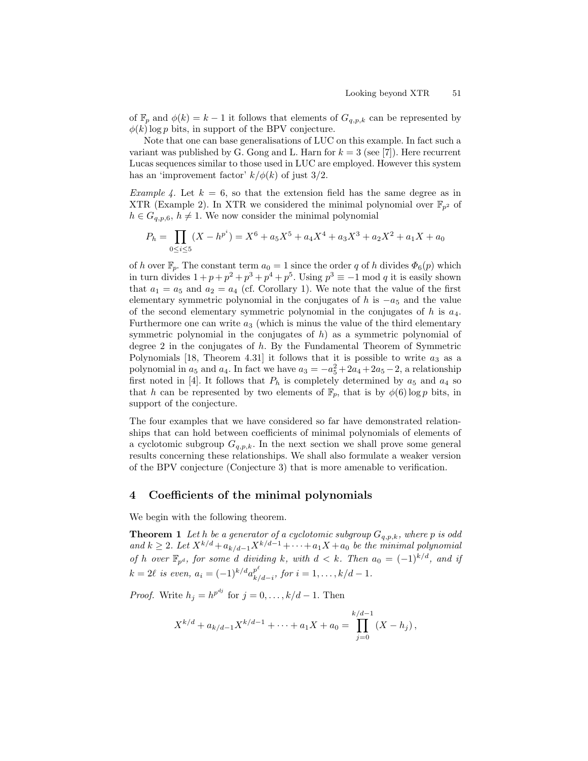of $\mathbb{F}_p$ and $\phi(k) = k - 1$ it follows that elements of $G_{q,p,k}$ can be represented by $\phi(k) \log p$ bits, in support of the BPV conjecture.

Note that one can base generalisations of LUC on this example. In fact such a variant was published by G. Gong and L. Harn for $k = 3$ (see [7]). Here recurrent Lucas sequences similar to those used in LUC are employed. However this system has an 'improvement factor' $k/\phi(k)$ of just $3/2$.

*Example 4.* Let $k = 6$, so that the extension field has the same degree as in XTR (Example 2). In XTR we considered the minimal polynomial over $\mathbb{F}_{p^2}$ of $h \in G_{q,p,6}$, $h \neq 1$. We now consider the minimal polynomial

$$P_h = \prod_{0 \leq i \leq 5} (X - h^{p^i}) = X^6 + a_5X^5 + a_4X^4 + a_3X^3 + a_2X^2 + a_1X + a_0$$

of $h$ over $\mathbb{F}_p$. The constant term $a_0 = 1$ since the order $q$ of $h$ divides $\Phi_6(p)$ which in turn divides $1 + p + p^2 + p^3 + p^4 + p^5$. Using $p^3 \equiv -1 \bmod q$ it is easily shown that $a_1 = a_5$ and $a_2 = a_4$ (cf. Corollary 1). We note that the value of the first elementary symmetric polynomial in the conjugates of $h$ is $-a_5$ and the value of the second elementary symmetric polynomial in the conjugates of $h$ is $a_4$. Furthermore one can write $a_3$ (which is minus the value of the third elementary symmetric polynomial in the conjugates of $h$) as a symmetric polynomial of degree 2 in the conjugates of $h$. By the Fundamental Theorem of Symmetric Polynomials [18, Theorem 4.31] it follows that it is possible to write $a_3$ as a polynomial in $a_5$ and $a_4$. In fact we have $a_3 = -a_5^2 + 2a_4 + 2a_5 - 2$, a relationship first noted in [4]. It follows that $P_h$ is completely determined by $a_5$ and $a_4$ so that $h$ can be represented by two elements of $\mathbb{F}_p$, that is by $\phi(6) \log p$ bits, in support of the conjecture.

The four examples that we have considered so far have demonstrated relationships that can hold between coefficients of minimal polynomials of elements of a cyclotomic subgroup $G_{q,p,k}$. In the next section we shall prove some general results concerning these relationships. We shall also formulate a weaker version of the BPV conjecture (Conjecture 3) that is more amenable to verification.

## 4 Coefficients of the minimal polynomials

We begin with the following theorem.

**Theorem 1** *Let $h$ be a generator of a cyclotomic subgroup $G_{q,p,k}$, where $p$ is odd and $k \geq 2$. Let $X^{k/d} + a_{k/d-1}X^{k/d-1} + \cdots + a_1X + a_0$ be the minimal polynomial of $h$ over $\mathbb{F}_{p^d}$, for some $d$ dividing $k$, with $d < k$. Then $a_0 = (-1)^{k/d}$, and if $k = 2\ell$ is even, $a_i = (-1)^{k/d} a_{k/d-i}^{p^\ell}$, for $i = 1, \ldots, k/d - 1$.*

*Proof.* Write $h_j = h^{p^{dj}}$ for $j = 0, \ldots, k/d - 1$. Then

$$X^{k/d} + a_{k/d-1}X^{k/d-1} + \cdots + a_1X + a_0 = \prod_{j=0}^{k/d-1} (X - h_j),$$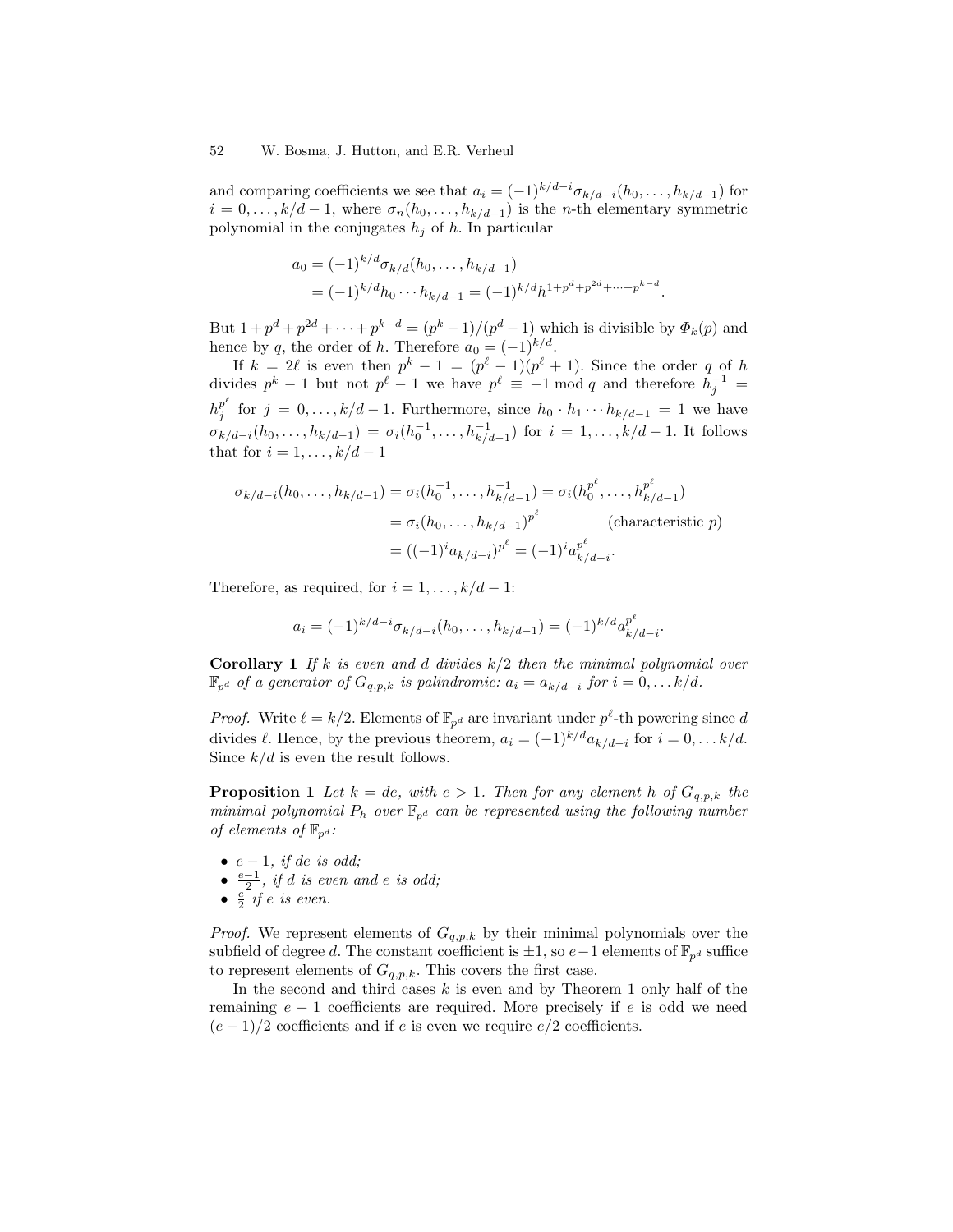and comparing coefficients we see that $a_i = (-1)^{k/d-i}\sigma_{k/d-i}(h_0, \ldots, h_{k/d-1})$ for $i = 0, \ldots, k/d - 1$, where $\sigma_n(h_0, \ldots, h_{k/d-1})$ is the $n$-th elementary symmetric polynomial in the conjugates $h_j$ of $h$. In particular

$$\begin{aligned} a_0 &= (-1)^{k/d}\sigma_{k/d}(h_0, \ldots, h_{k/d-1}) \\ &= (-1)^{k/d} h_0 \cdots h_{k/d-1} = (-1)^{k/d} h^{1+p^d+p^{2d}+\cdots+p^{k-d}}. \end{aligned}$$

But $1 + p^d + p^{2d} + \cdots + p^{k-d} = (p^k - 1)/(p^d - 1)$ which is divisible by $\Phi_k(p)$ and hence by $q$, the order of $h$. Therefore $a_0 = (-1)^{k/d}$.

If $k = 2\ell$ is even then $p^k - 1 = (p^\ell - 1)(p^\ell + 1)$. Since the order $q$ of $h$ divides $p^k - 1$ but not $p^\ell - 1$ we have $p^\ell \equiv -1 \bmod q$ and therefore $h_j^{-1} = h_j^{p^\ell}$ for $j = 0, \ldots, k/d - 1$. Furthermore, since $h_0 \cdot h_1 \cdots h_{k/d-1} = 1$ we have $\sigma_{k/d-i}(h_0, \ldots, h_{k/d-1}) = \sigma_i(h_0^{-1}, \ldots, h_{k/d-1}^{-1})$ for $i = 1, \ldots, k/d - 1$. It follows that for $i = 1, \ldots, k/d - 1$

$$\begin{aligned} \sigma_{k/d-i}(h_0, \ldots, h_{k/d-1}) &= \sigma_i(h_0^{-1}, \ldots, h_{k/d-1}^{-1}) = \sigma_i(h_0^{p^\ell}, \ldots, h_{k/d-1}^{p^\ell}) \\ &= \sigma_i(h_0, \ldots, h_{k/d-1})^{p^\ell} \qquad \text{(characteristic } p\text{)} \\ &= ((-1)^i a_{k/d-i})^{p^\ell} = (-1)^i a_{k/d-i}^{p^\ell}. \end{aligned}$$

Therefore, as required, for $i = 1, \ldots, k/d - 1$:

$$a_i = (-1)^{k/d-i}\sigma_{k/d-i}(h_0, \ldots, h_{k/d-1}) = (-1)^{k/d} a_{k/d-i}^{p^\ell}.$$

**Corollary 1** *If $k$ is even and $d$ divides $k/2$ then the minimal polynomial over $\mathbb{F}_{p^d}$ of a generator of $G_{q,p,k}$ is palindromic: $a_i = a_{k/d-i}$ for $i = 0, \ldots k/d$.*

*Proof.* Write $\ell = k/2$. Elements of $\mathbb{F}_{p^d}$ are invariant under $p^\ell$-th powering since $d$ divides $\ell$. Hence, by the previous theorem, $a_i = (-1)^{k/d} a_{k/d-i}$ for $i = 0, \ldots k/d$. Since $k/d$ is even the result follows.

**Proposition 1** *Let $k = de$, with $e > 1$. Then for any element $h$ of $G_{q,p,k}$ the minimal polynomial $P_h$ over $\mathbb{F}_{p^d}$ can be represented using the following number of elements of $\mathbb{F}_{p^d}$:*

- *$e - 1$, if $de$ is odd;*
- *$\frac{e-1}{2}$, if $d$ is even and $e$ is odd;*
- *$\frac{e}{2}$ if $e$ is even.*

*Proof.* We represent elements of $G_{q,p,k}$ by their minimal polynomials over the subfield of degree $d$. The constant coefficient is $\pm 1$, so $e-1$ elements of $\mathbb{F}_{p^d}$ suffice to represent elements of $G_{q,p,k}$. This covers the first case.

In the second and third cases $k$ is even and by Theorem 1 only half of the remaining $e - 1$ coefficients are required. More precisely if $e$ is odd we need $(e - 1)/2$ coefficients and if $e$ is even we require $e/2$ coefficients.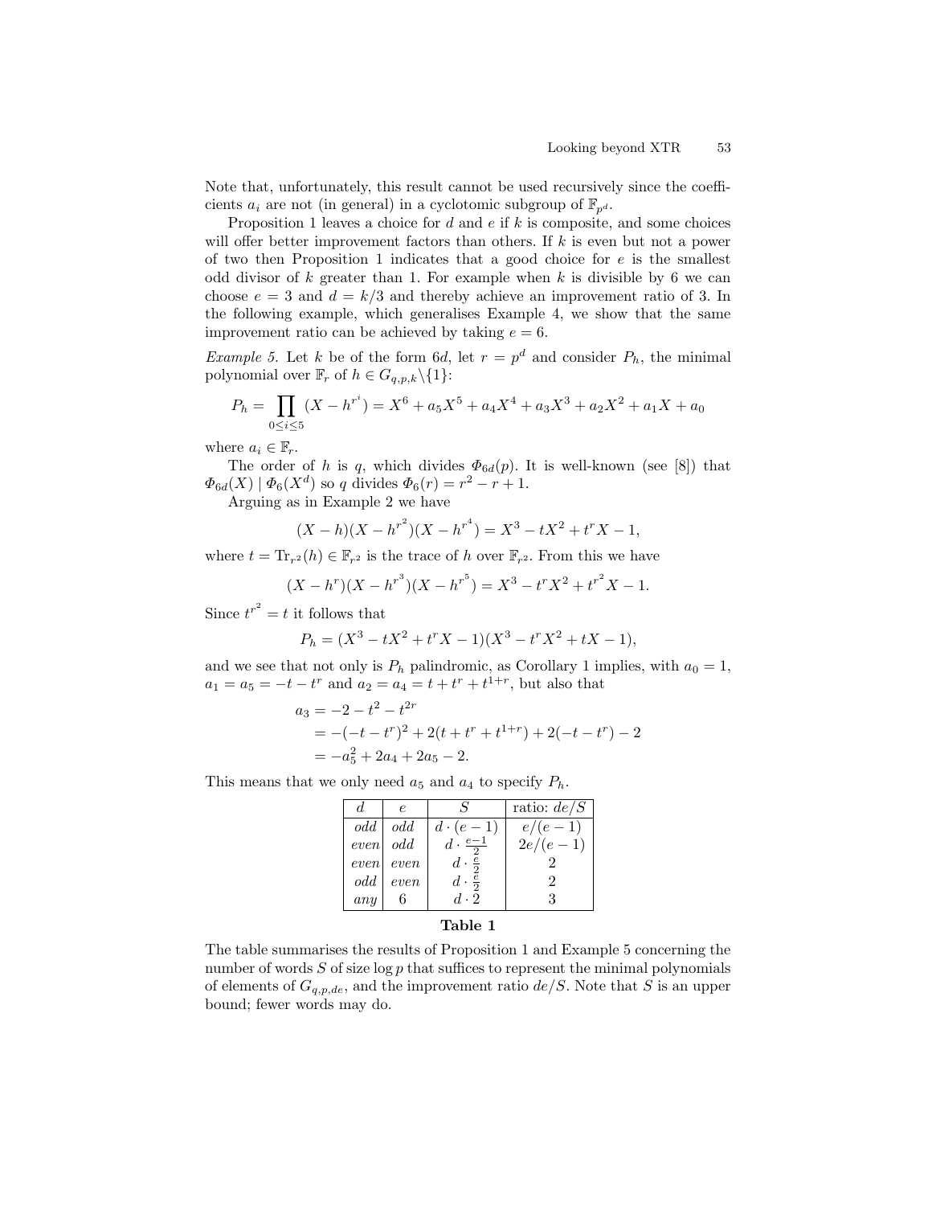Note that, unfortunately, this result cannot be used recursively since the coefficients $a_i$ are not (in general) in a cyclotomic subgroup of $\mathbb{F}_{p^d}$.

Proposition 1 leaves a choice for $d$ and $e$ if $k$ is composite, and some choices will offer better improvement factors than others. If $k$ is even but not a power of two then Proposition 1 indicates that a good choice for $e$ is the smallest odd divisor of $k$ greater than 1. For example when $k$ is divisible by 6 we can choose $e = 3$ and $d = k/3$ and thereby achieve an improvement ratio of 3. In the following example, which generalises Example 4, we show that the same improvement ratio can be achieved by taking $e = 6$.

*Example 5.* Let $k$ be of the form $6d$, let $r = p^d$ and consider $P_h$, the minimal polynomial over $\mathbb{F}_r$ of $h \in G_{q,p,k} \backslash \{1\}$:

$$P_h = \prod_{0 \le i \le 5} (X - h^{r^i}) = X^6 + a_5 X^5 + a_4 X^4 + a_3 X^3 + a_2 X^2 + a_1 X + a_0$$

where $a_i \in \mathbb{F}_r$.

The order of $h$ is $q$, which divides $\Phi_{6d}(p)$. It is well-known (see [8]) that $\Phi_{6d}(X) \mid \Phi_6(X^d)$ so $q$ divides $\Phi_6(r) = r^2 - r + 1$.

Arguing as in Example 2 we have

$$(X - h)(X - h^{r^2})(X - h^{r^4}) = X^3 - tX^2 + t^r X - 1,$$

where $t = \mathrm{Tr}_{r^2}(h) \in \mathbb{F}_{r^2}$ is the trace of $h$ over $\mathbb{F}_{r^2}$. From this we have

$$(X - h^r)(X - h^{r^3})(X - h^{r^5}) = X^3 - t^r X^2 + t^{r^2} X - 1.$$

Since $t^{r^2} = t$ it follows that

$$P_h = (X^3 - tX^2 + t^r X - 1)(X^3 - t^r X^2 + tX - 1),$$

and we see that not only is $P_h$ palindromic, as Corollary 1 implies, with $a_0 = 1$, $a_1 = a_5 = -t - t^r$ and $a_2 = a_4 = t + t^r + t^{1+r}$, but also that

$$\begin{aligned}
a_3 &= -2 - t^2 - t^{2r} \\
&= -(-t - t^r)^2 + 2(t + t^r + t^{1+r}) + 2(-t - t^r) - 2 \\
&= -a_5^2 + 2a_4 + 2a_5 - 2.
\end{aligned}$$

This means that we only need $a_5$ and $a_4$ to specify $P_h$.

| $d$ | $e$ | $S$ | ratio: $de/S$ |
|---|---|---|---|
| *odd* | *odd* | $d \cdot (e-1)$ | $e/(e-1)$ |
| *even* | *odd* | $d \cdot \frac{e-1}{2}$ | $2e/(e-1)$ |
| *even* | *even* | $d \cdot \frac{e}{2}$ | 2 |
| *odd* | *even* | $d \cdot \frac{e}{2}$ | 2 |
| *any* | 6 | $d \cdot 2$ | 3 |

**Table 1**

The table summarises the results of Proposition 1 and Example 5 concerning the number of words $S$ of size $\log p$ that suffices to represent the minimal polynomials of elements of $G_{q,p,de}$, and the improvement ratio $de/S$. Note that $S$ is an upper bound; fewer words may do.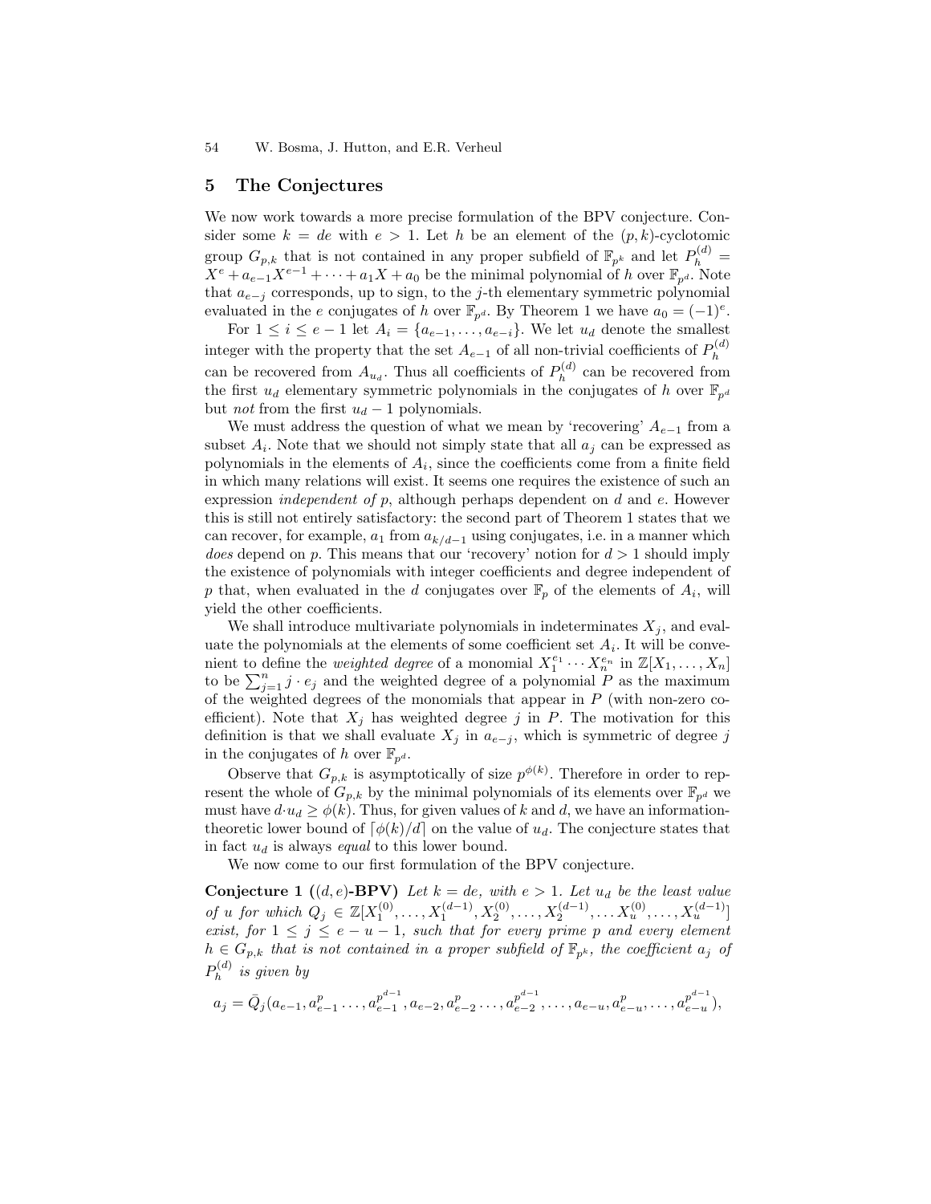## 5 The Conjectures

We now work towards a more precise formulation of the BPV conjecture. Consider some $k = de$ with $e > 1$. Let $h$ be an element of the $(p, k)$-cyclotomic group $G_{p,k}$ that is not contained in any proper subfield of $\mathbb{F}_{p^k}$ and let $P_h^{(d)} = X^e + a_{e-1}X^{e-1} + \cdots + a_1 X + a_0$ be the minimal polynomial of $h$ over $\mathbb{F}_{p^d}$. Note that $a_{e-j}$ corresponds, up to sign, to the $j$-th elementary symmetric polynomial evaluated in the $e$ conjugates of $h$ over $\mathbb{F}_{p^d}$. By Theorem 1 we have $a_0 = (-1)^e$.

For $1 \leq i \leq e-1$ let $A_i = \{a_{e-1}, \ldots, a_{e-i}\}$. We let $u_d$ denote the smallest integer with the property that the set $A_{e-1}$ of all non-trivial coefficients of $P_h^{(d)}$ can be recovered from $A_{u_d}$. Thus all coefficients of $P_h^{(d)}$ can be recovered from the first $u_d$ elementary symmetric polynomials in the conjugates of $h$ over $\mathbb{F}_{p^d}$ but *not* from the first $u_d - 1$ polynomials.

We must address the question of what we mean by 'recovering' $A_{e-1}$ from a subset $A_i$. Note that we should not simply state that all $a_j$ can be expressed as polynomials in the elements of $A_i$, since the coefficients come from a finite field in which many relations will exist. It seems one requires the existence of such an expression *independent of* $p$, although perhaps dependent on $d$ and $e$. However this is still not entirely satisfactory: the second part of Theorem 1 states that we can recover, for example, $a_1$ from $a_{k/d-1}$ using conjugates, i.e. in a manner which *does* depend on $p$. This means that our 'recovery' notion for $d > 1$ should imply the existence of polynomials with integer coefficients and degree independent of $p$ that, when evaluated in the $d$ conjugates over $\mathbb{F}_p$ of the elements of $A_i$, will yield the other coefficients.

We shall introduce multivariate polynomials in indeterminates $X_j$, and evaluate the polynomials at the elements of some coefficient set $A_i$. It will be convenient to define the *weighted degree* of a monomial $X_1^{e_1} \cdots X_n^{e_n}$ in $\mathbb{Z}[X_1, \ldots, X_n]$ to be $\sum_{j=1}^{n} j \cdot e_j$ and the weighted degree of a polynomial $P$ as the maximum of the weighted degrees of the monomials that appear in $P$ (with non-zero coefficient). Note that $X_j$ has weighted degree $j$ in $P$. The motivation for this definition is that we shall evaluate $X_j$ in $a_{e-j}$, which is symmetric of degree $j$ in the conjugates of $h$ over $\mathbb{F}_{p^d}$.

Observe that $G_{p,k}$ is asymptotically of size $p^{\phi(k)}$. Therefore in order to represent the whole of $G_{p,k}$ by the minimal polynomials of its elements over $\mathbb{F}_{p^d}$ we must have $d \cdot u_d \geq \phi(k)$. Thus, for given values of $k$ and $d$, we have an information-theoretic lower bound of $\lceil \phi(k)/d \rceil$ on the value of $u_d$. The conjecture states that in fact $u_d$ is always *equal* to this lower bound.

We now come to our first formulation of the BPV conjecture.

**Conjecture 1 ($(d, e)$-BPV)** *Let $k = de$, with $e > 1$. Let $u_d$ be the least value of $u$ for which $Q_j \in \mathbb{Z}[X_1^{(0)}, \ldots, X_1^{(d-1)}, X_2^{(0)}, \ldots, X_2^{(d-1)}, \ldots X_u^{(0)}, \ldots, X_u^{(d-1)}]$ exist, for $1 \leq j \leq e-u-1$, such that for every prime $p$ and every element $h \in G_{p,k}$ that is not contained in a proper subfield of $\mathbb{F}_{p^k}$, the coefficient $a_j$ of $P_h^{(d)}$ is given by*

$$a_j = \bar{Q}_j(a_{e-1}, a_{e-1}^p \ldots, a_{e-1}^{p^{d-1}}, a_{e-2}, a_{e-2}^p \ldots, a_{e-2}^{p^{d-1}}, \ldots, a_{e-u}, a_{e-u}^p, \ldots, a_{e-u}^{p^{d-1}}),$$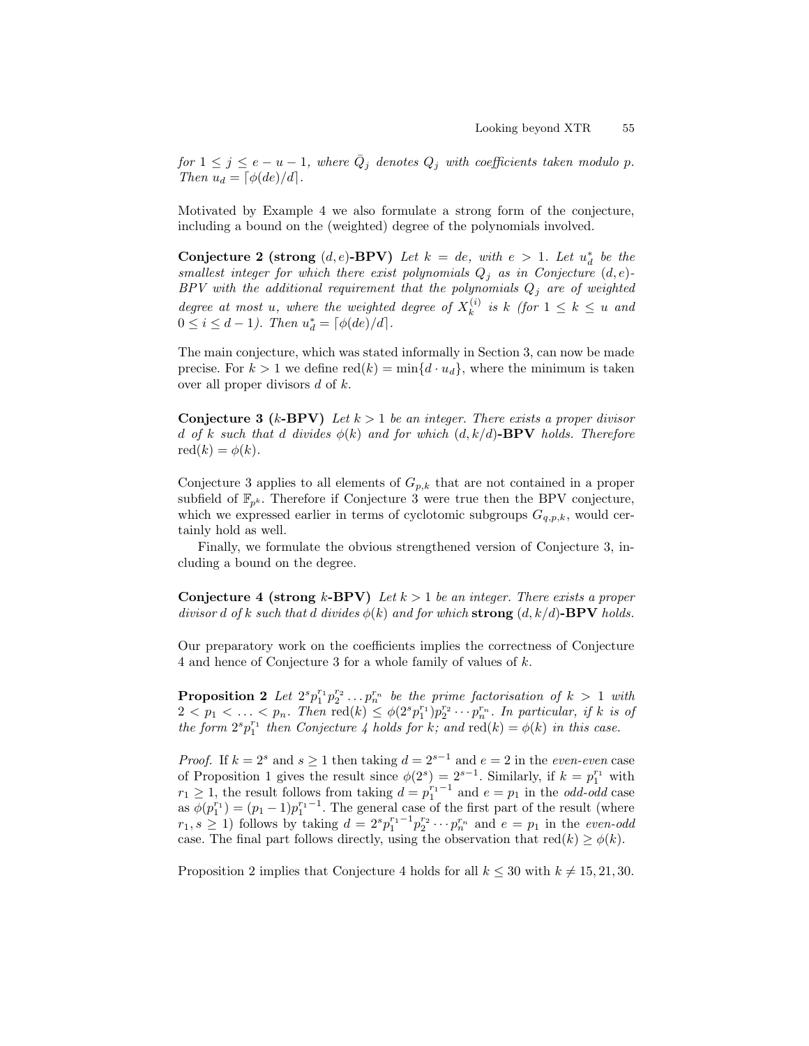*for $1 \le j \le e-u-1$, where $\bar{Q}_j$ denotes $Q_j$ with coefficients taken modulo $p$. Then $u_d = \lceil \phi(de)/d \rceil$.*

Motivated by Example 4 we also formulate a strong form of the conjecture, including a bound on the (weighted) degree of the polynomials involved.

**Conjecture 2 (strong $(d, e)$-BPV)** *Let $k = de$, with $e > 1$. Let $u^*_d$ be the smallest integer for which there exist polynomials $Q_j$ as in Conjecture $(d, e)$-BPV with the additional requirement that the polynomials $Q_j$ are of weighted degree at most $u$, where the weighted degree of $X^{(i)}_k$ is $k$ (for $1 \le k \le u$ and $0 \le i \le d-1$). Then $u^*_d = \lceil \phi(de)/d \rceil$.*

The main conjecture, which was stated informally in Section 3, can now be made precise. For $k > 1$ we define $\mathrm{red}(k) = \min\{d \cdot u_d\}$, where the minimum is taken over all proper divisors $d$ of $k$.

**Conjecture 3 ($k$-BPV)** *Let $k > 1$ be an integer. There exists a proper divisor $d$ of $k$ such that $d$ divides $\phi(k)$ and for which* **$(d, k/d)$-BPV** *holds. Therefore $\mathrm{red}(k) = \phi(k)$.*

Conjecture 3 applies to all elements of $G_{p,k}$ that are not contained in a proper subfield of $\mathbb{F}_{p^k}$. Therefore if Conjecture 3 were true then the BPV conjecture, which we expressed earlier in terms of cyclotomic subgroups $G_{q,p,k}$, would certainly hold as well.

Finally, we formulate the obvious strengthened version of Conjecture 3, including a bound on the degree.

**Conjecture 4 (strong $k$-BPV)** *Let $k > 1$ be an integer. There exists a proper divisor $d$ of $k$ such that $d$ divides $\phi(k)$ and for which* **strong $(d, k/d)$-BPV** *holds.*

Our preparatory work on the coefficients implies the correctness of Conjecture 4 and hence of Conjecture 3 for a whole family of values of $k$.

**Proposition 2** *Let $2^s p_1^{r_1} p_2^{r_2} \ldots p_n^{r_n}$ be the prime factorisation of $k > 1$ with $2 < p_1 < \ldots < p_n$. Then $\mathrm{red}(k) \le \phi(2^s p_1^{r_1}) p_2^{r_2} \cdots p_n^{r_n}$. In particular, if $k$ is of the form $2^s p_1^{r_1}$ then Conjecture 4 holds for $k$; and $\mathrm{red}(k) = \phi(k)$ in this case.*

*Proof.* If $k = 2^s$ and $s \ge 1$ then taking $d = 2^{s-1}$ and $e = 2$ in the *even-even* case of Proposition 1 gives the result since $\phi(2^s) = 2^{s-1}$. Similarly, if $k = p_1^{r_1}$ with $r_1 \ge 1$, the result follows from taking $d = p_1^{r_1-1}$ and $e = p_1$ in the *odd-odd* case as $\phi(p_1^{r_1}) = (p_1 - 1)p_1^{r_1-1}$. The general case of the first part of the result (where $r_1, s \ge 1$) follows by taking $d = 2^s p_1^{r_1-1} p_2^{r_2} \cdots p_n^{r_n}$ and $e = p_1$ in the *even-odd* case. The final part follows directly, using the observation that $\mathrm{red}(k) \ge \phi(k)$.

Proposition 2 implies that Conjecture 4 holds for all $k \le 30$ with $k \ne 15, 21, 30$.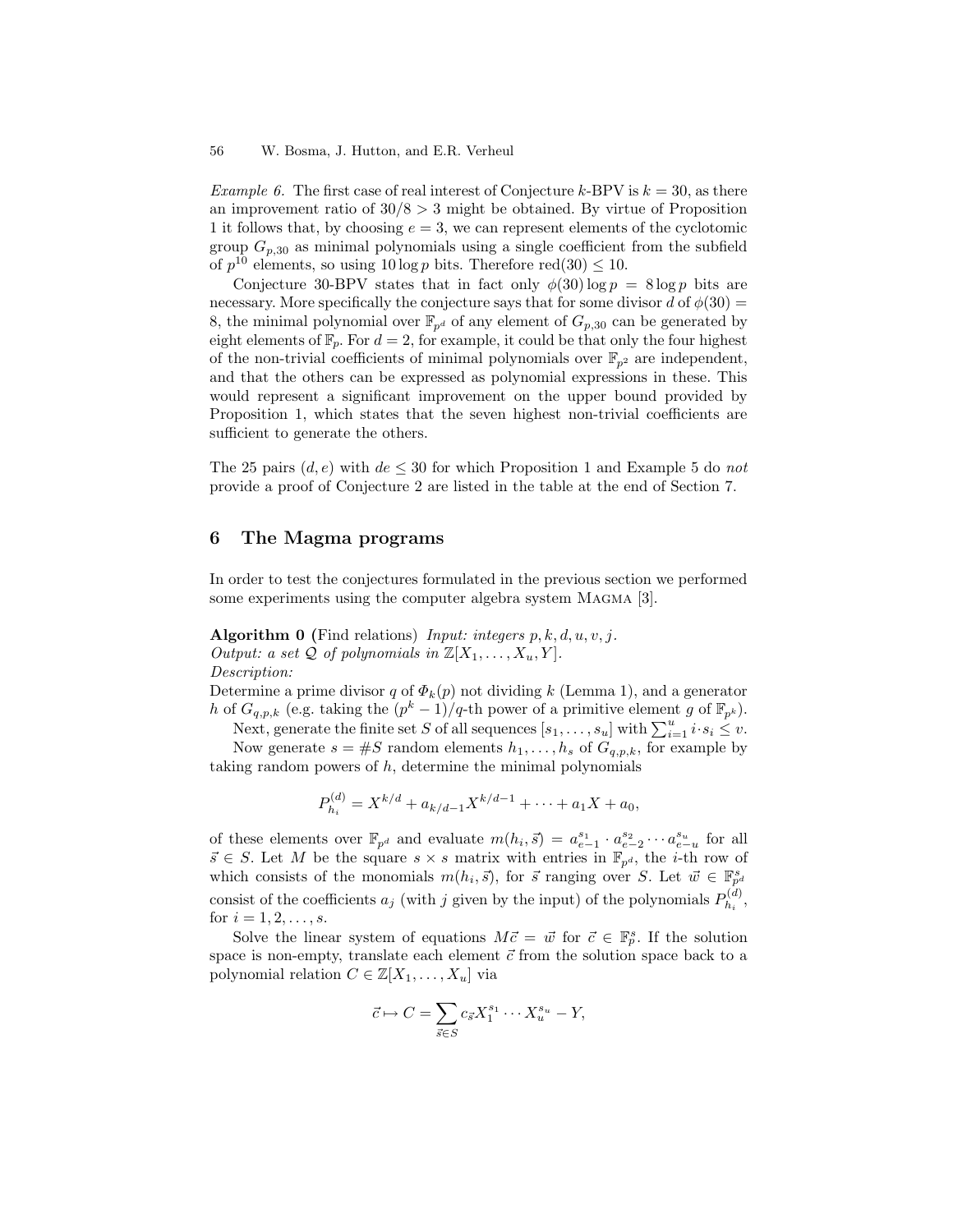*Example 6.* The first case of real interest of Conjecture $k$-BPV is $k = 30$, as there an improvement ratio of $30/8 > 3$ might be obtained. By virtue of Proposition 1 it follows that, by choosing $e = 3$, we can represent elements of the cyclotomic group $G_{p,30}$ as minimal polynomials using a single coefficient from the subfield of $p^{10}$ elements, so using $10 \log p$ bits. Therefore $\text{red}(30) \leq 10$.

Conjecture 30-BPV states that in fact only $\phi(30) \log p = 8 \log p$ bits are necessary. More specifically the conjecture says that for some divisor $d$ of $\phi(30) = 8$, the minimal polynomial over $\mathbb{F}_{p^d}$ of any element of $G_{p,30}$ can be generated by eight elements of $\mathbb{F}_p$. For $d = 2$, for example, it could be that only the four highest of the non-trivial coefficients of minimal polynomials over $\mathbb{F}_{p^2}$ are independent, and that the others can be expressed as polynomial expressions in these. This would represent a significant improvement on the upper bound provided by Proposition 1, which states that the seven highest non-trivial coefficients are sufficient to generate the others.

The 25 pairs $(d, e)$ with $de \leq 30$ for which Proposition 1 and Example 5 do *not* provide a proof of Conjecture 2 are listed in the table at the end of Section 7.

## 6 The Magma programs

In order to test the conjectures formulated in the previous section we performed some experiments using the computer algebra system Magma [3].

**Algorithm 0** (Find relations) *Input: integers $p, k, d, u, v, j$.*
*Output: a set $\mathcal{Q}$ of polynomials in $\mathbb{Z}[X_1, \ldots, X_u, Y]$.*
*Description:*
Determine a prime divisor $q$ of $\Phi_k(p)$ not dividing $k$ (Lemma 1), and a generator $h$ of $G_{q,p,k}$ (e.g. taking the $(p^k - 1)/q$-th power of a primitive element $g$ of $\mathbb{F}_{p^k}$).

Next, generate the finite set $S$ of all sequences $[s_1, \ldots, s_u]$ with $\sum_{i=1}^{u} i \cdot s_i \leq v$.

Now generate $s = \#S$ random elements $h_1, \ldots, h_s$ of $G_{q,p,k}$, for example by taking random powers of $h$, determine the minimal polynomials

$$P_{h_i}^{(d)} = X^{k/d} + a_{k/d-1} X^{k/d-1} + \cdots + a_1 X + a_0,$$

of these elements over $\mathbb{F}_{p^d}$ and evaluate $m(h_i, \vec{s}) = a_{e-1}^{s_1} \cdot a_{e-2}^{s_2} \cdots a_{e-u}^{s_u}$ for all $\vec{s} \in S$. Let $M$ be the square $s \times s$ matrix with entries in $\mathbb{F}_{p^d}$, the $i$-th row of which consists of the monomials $m(h_i, \vec{s})$, for $\vec{s}$ ranging over $S$. Let $\vec{w} \in \mathbb{F}_{p^d}^s$ consist of the coefficients $a_j$ (with $j$ given by the input) of the polynomials $P_{h_i}^{(d)}$, for $i = 1, 2, \ldots, s$.

Solve the linear system of equations $M\vec{c} = \vec{w}$ for $\vec{c} \in \mathbb{F}_p^s$. If the solution space is non-empty, translate each element $\vec{c}$ from the solution space back to a polynomial relation $C \in \mathbb{Z}[X_1, \ldots, X_u]$ via

$$\vec{c} \mapsto C = \sum_{\vec{s} \in S} c_{\vec{s}} X_1^{s_1} \cdots X_u^{s_u} - Y,$$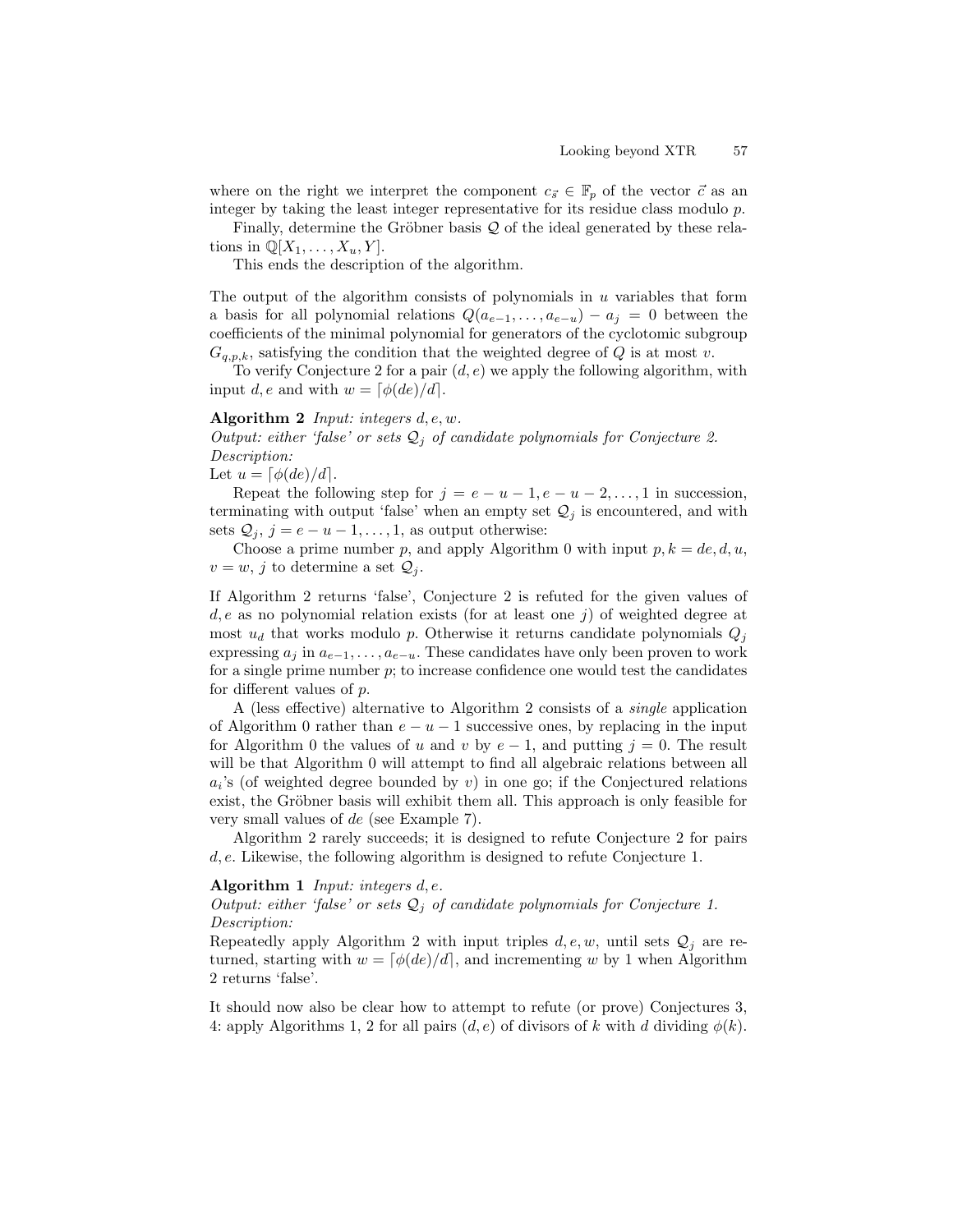where on the right we interpret the component $c_{\vec{s}} \in \mathbb{F}_p$ of the vector $\vec{c}$ as an integer by taking the least integer representative for its residue class modulo $p$.

Finally, determine the Gröbner basis $\mathcal{Q}$ of the ideal generated by these relations in $\mathbb{Q}[X_1, \ldots, X_u, Y]$.

This ends the description of the algorithm.

The output of the algorithm consists of polynomials in $u$ variables that form a basis for all polynomial relations $Q(a_{e-1}, \ldots, a_{e-u}) - a_j = 0$ between the coefficients of the minimal polynomial for generators of the cyclotomic subgroup $G_{q,p,k}$, satisfying the condition that the weighted degree of $Q$ is at most $v$.

To verify Conjecture 2 for a pair $(d, e)$ we apply the following algorithm, with input $d, e$ and with $w = \lceil \phi(de)/d \rceil$.

**Algorithm 2** *Input: integers* $d, e, w$.
*Output: either 'false' or sets* $\mathcal{Q}_j$ *of candidate polynomials for Conjecture 2.*
*Description:*
Let $u = \lceil \phi(de)/d \rceil$.

Repeat the following step for $j = e - u - 1, e - u - 2, \ldots, 1$ in succession, terminating with output 'false' when an empty set $\mathcal{Q}_j$ is encountered, and with sets $\mathcal{Q}_j$, $j = e - u - 1, \ldots, 1$, as output otherwise:

Choose a prime number $p$, and apply Algorithm 0 with input $p, k = de, d, u$, $v = w$, $j$ to determine a set $\mathcal{Q}_j$.

If Algorithm 2 returns 'false', Conjecture 2 is refuted for the given values of $d, e$ as no polynomial relation exists (for at least one $j$) of weighted degree at most $u_d$ that works modulo $p$. Otherwise it returns candidate polynomials $Q_j$ expressing $a_j$ in $a_{e-1}, \ldots, a_{e-u}$. These candidates have only been proven to work for a single prime number $p$; to increase confidence one would test the candidates for different values of $p$.

A (less effective) alternative to Algorithm 2 consists of a *single* application of Algorithm 0 rather than $e - u - 1$ successive ones, by replacing in the input for Algorithm 0 the values of $u$ and $v$ by $e - 1$, and putting $j = 0$. The result will be that Algorithm 0 will attempt to find all algebraic relations between all $a_i$'s (of weighted degree bounded by $v$) in one go; if the Conjectured relations exist, the Gröbner basis will exhibit them all. This approach is only feasible for very small values of $de$ (see Example 7).

Algorithm 2 rarely succeeds; it is designed to refute Conjecture 2 for pairs $d, e$. Likewise, the following algorithm is designed to refute Conjecture 1.

**Algorithm 1** *Input: integers* $d, e$.
*Output: either 'false' or sets* $\mathcal{Q}_j$ *of candidate polynomials for Conjecture 1.*
*Description:*
Repeatedly apply Algorithm 2 with input triples $d, e, w$, until sets $\mathcal{Q}_j$ are returned, starting with $w = \lceil \phi(de)/d \rceil$, and incrementing $w$ by 1 when Algorithm 2 returns 'false'.

It should now also be clear how to attempt to refute (or prove) Conjectures 3, 4: apply Algorithms 1, 2 for all pairs $(d, e)$ of divisors of $k$ with $d$ dividing $\phi(k)$.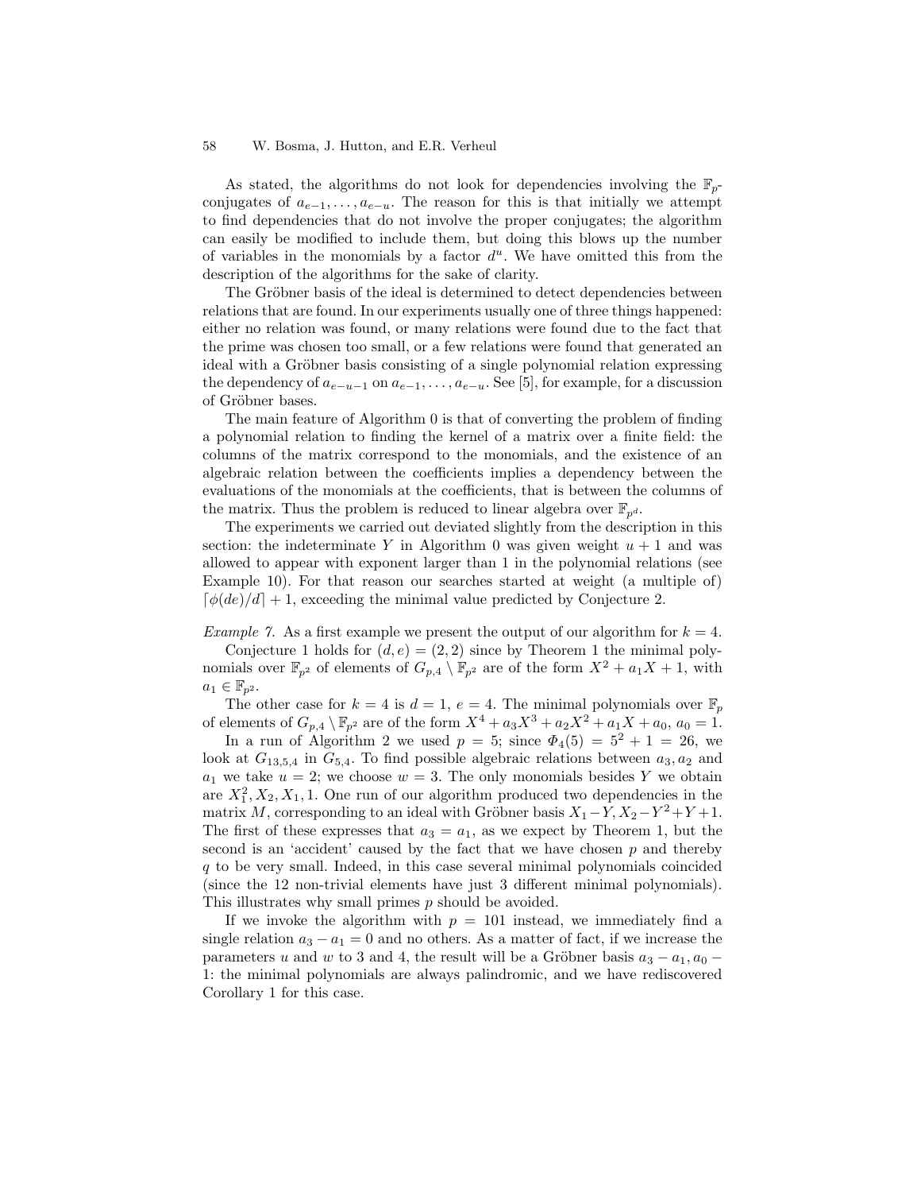As stated, the algorithms do not look for dependencies involving the $\mathbb{F}_p$-conjugates of $a_{e-1}, \ldots, a_{e-u}$. The reason for this is that initially we attempt to find dependencies that do not involve the proper conjugates; the algorithm can easily be modified to include them, but doing this blows up the number of variables in the monomials by a factor $d^u$. We have omitted this from the description of the algorithms for the sake of clarity.

The Gröbner basis of the ideal is determined to detect dependencies between relations that are found. In our experiments usually one of three things happened: either no relation was found, or many relations were found due to the fact that the prime was chosen too small, or a few relations were found that generated an ideal with a Gröbner basis consisting of a single polynomial relation expressing the dependency of $a_{e-u-1}$ on $a_{e-1}, \ldots, a_{e-u}$. See [5], for example, for a discussion of Gröbner bases.

The main feature of Algorithm 0 is that of converting the problem of finding a polynomial relation to finding the kernel of a matrix over a finite field: the columns of the matrix correspond to the monomials, and the existence of an algebraic relation between the coefficients implies a dependency between the evaluations of the monomials at the coefficients, that is between the columns of the matrix. Thus the problem is reduced to linear algebra over $\mathbb{F}_{p^d}$.

The experiments we carried out deviated slightly from the description in this section: the indeterminate $Y$ in Algorithm 0 was given weight $u+1$ and was allowed to appear with exponent larger than 1 in the polynomial relations (see Example 10). For that reason our searches started at weight (a multiple of) $\lceil \phi(de)/d \rceil + 1$, exceeding the minimal value predicted by Conjecture 2.

*Example 7.* As a first example we present the output of our algorithm for $k = 4$.

Conjecture 1 holds for $(d, e) = (2, 2)$ since by Theorem 1 the minimal polynomials over $\mathbb{F}_{p^2}$ of elements of $G_{p,4} \setminus \mathbb{F}_{p^2}$ are of the form $X^2 + a_1 X + 1$, with $a_1 \in \mathbb{F}_{p^2}$.

The other case for $k = 4$ is $d = 1$, $e = 4$. The minimal polynomials over $\mathbb{F}_p$ of elements of $G_{p,4} \setminus \mathbb{F}_{p^2}$ are of the form $X^4 + a_3 X^3 + a_2 X^2 + a_1 X + a_0$, $a_0 = 1$.

In a run of Algorithm 2 we used $p = 5$; since $\Phi_4(5) = 5^2 + 1 = 26$, we look at $G_{13,5,4}$ in $G_{5,4}$. To find possible algebraic relations between $a_3, a_2$ and $a_1$ we take $u = 2$; we choose $w = 3$. The only monomials besides $Y$ we obtain are $X_1^2, X_2, X_1, 1$. One run of our algorithm produced two dependencies in the matrix $M$, corresponding to an ideal with Gröbner basis $X_1 - Y, X_2 - Y^2 + Y + 1$. The first of these expresses that $a_3 = a_1$, as we expect by Theorem 1, but the second is an 'accident' caused by the fact that we have chosen $p$ and thereby $q$ to be very small. Indeed, in this case several minimal polynomials coincided (since the 12 non-trivial elements have just 3 different minimal polynomials). This illustrates why small primes $p$ should be avoided.

If we invoke the algorithm with $p = 101$ instead, we immediately find a single relation $a_3 - a_1 = 0$ and no others. As a matter of fact, if we increase the parameters $u$ and $w$ to 3 and 4, the result will be a Gröbner basis $a_3 - a_1, a_0 - 1$: the minimal polynomials are always palindromic, and we have rediscovered Corollary 1 for this case.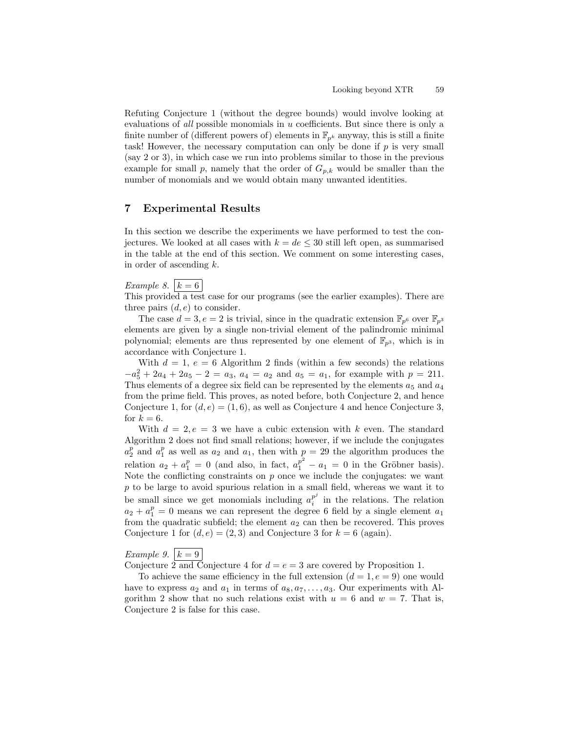Refuting Conjecture 1 (without the degree bounds) would involve looking at evaluations of *all* possible monomials in $u$ coefficients. But since there is only a finite number of (different powers of) elements in $\mathbb{F}_{p^k}$ anyway, this is still a finite task! However, the necessary computation can only be done if $p$ is very small (say 2 or 3), in which case we run into problems similar to those in the previous example for small $p$, namely that the order of $G_{p,k}$ would be smaller than the number of monomials and we would obtain many unwanted identities.

## 7 Experimental Results

In this section we describe the experiments we have performed to test the conjectures. We looked at all cases with $k = de \leq 30$ still left open, as summarised in the table at the end of this section. We comment on some interesting cases, in order of ascending $k$.

*Example 8.* $\boxed{k = 6}$
This provided a test case for our programs (see the earlier examples). There are three pairs $(d, e)$ to consider.

The case $d = 3, e = 2$ is trivial, since in the quadratic extension $\mathbb{F}_{p^6}$ over $\mathbb{F}_{p^3}$ elements are given by a single non-trivial element of the palindromic minimal polynomial; elements are thus represented by one element of $\mathbb{F}_{p^3}$, which is in accordance with Conjecture 1.

With $d = 1$, $e = 6$ Algorithm 2 finds (within a few seconds) the relations $-a_5^2 + 2a_4 + 2a_5 - 2 = a_3$, $a_4 = a_2$ and $a_5 = a_1$, for example with $p = 211$. Thus elements of a degree six field can be represented by the elements $a_5$ and $a_4$ from the prime field. This proves, as noted before, both Conjecture 2, and hence Conjecture 1, for $(d, e) = (1, 6)$, as well as Conjecture 4 and hence Conjecture 3, for $k = 6$.

With $d = 2, e = 3$ we have a cubic extension with $k$ even. The standard Algorithm 2 does not find small relations; however, if we include the conjugates $a_2^p$ and $a_1^p$ as well as $a_2$ and $a_1$, then with $p = 29$ the algorithm produces the relation $a_2 + a_1^p = 0$ (and also, in fact, $a_1^{p^2} - a_1 = 0$ in the Gröbner basis). Note the conflicting constraints on $p$ once we include the conjugates: we want $p$ to be large to avoid spurious relation in a small field, whereas we want it to be small since we get monomials including $a_i^{p^j}$ in the relations. The relation $a_2 + a_1^p = 0$ means we can represent the degree 6 field by a single element $a_1$ from the quadratic subfield; the element $a_2$ can then be recovered. This proves Conjecture 1 for $(d, e) = (2, 3)$ and Conjecture 3 for $k = 6$ (again).

*Example 9.* $\boxed{k = 9}$
Conjecture 2 and Conjecture 4 for $d = e = 3$ are covered by Proposition 1.

To achieve the same efficiency in the full extension ($d = 1, e = 9$) one would have to express $a_2$ and $a_1$ in terms of $a_8, a_7, \ldots, a_3$. Our experiments with Algorithm 2 show that no such relations exist with $u = 6$ and $w = 7$. That is, Conjecture 2 is false for this case.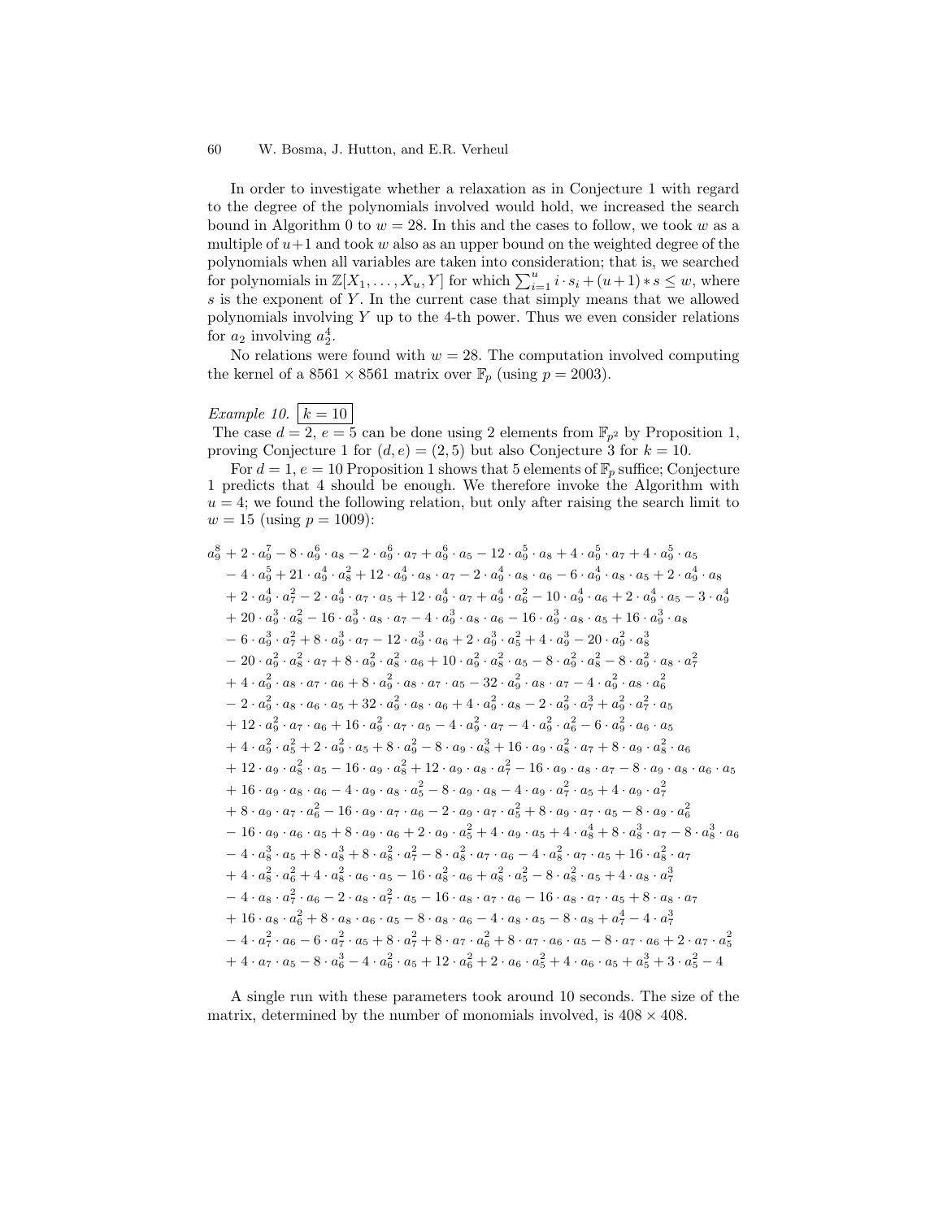In order to investigate whether a relaxation as in Conjecture 1 with regard to the degree of the polynomials involved would hold, we increased the search bound in Algorithm 0 to $w = 28$. In this and the cases to follow, we took $w$ as a multiple of $u+1$ and took $w$ also as an upper bound on the weighted degree of the polynomials when all variables are taken into consideration; that is, we searched for polynomials in $\mathbb{Z}[X_1, \ldots, X_u, Y]$ for which $\sum_{i=1}^{u} i \cdot s_i + (u+1) * s \leq w$, where $s$ is the exponent of $Y$. In the current case that simply means that we allowed polynomials involving $Y$ up to the 4-th power. Thus we even consider relations for $a_2$ involving $a_2^4$.

No relations were found with $w = 28$. The computation involved computing the kernel of a $8561 \times 8561$ matrix over $\mathbb{F}_p$ (using $p = 2003$).

*Example 10.* $\boxed{k = 10}$
The case $d = 2$, $e = 5$ can be done using 2 elements from $\mathbb{F}_{p^2}$ by Proposition 1, proving Conjecture 1 for $(d, e) = (2, 5)$ but also Conjecture 3 for $k = 10$.

For $d = 1$, $e = 10$ Proposition 1 shows that 5 elements of $\mathbb{F}_p$ suffice; Conjecture 1 predicts that 4 should be enough. We therefore invoke the Algorithm with $u = 4$; we found the following relation, but only after raising the search limit to $w = 15$ (using $p = 1009$):

$$
\begin{aligned}
&a_9^8 + 2 \cdot a_9^7 - 8 \cdot a_9^6 \cdot a_8 - 2 \cdot a_9^6 \cdot a_7 + a_9^6 \cdot a_5 - 12 \cdot a_9^5 \cdot a_8 + 4 \cdot a_9^5 \cdot a_7 + 4 \cdot a_9^5 \cdot a_5 \\
&- 4 \cdot a_9^5 + 21 \cdot a_9^4 \cdot a_8^2 + 12 \cdot a_9^4 \cdot a_8 \cdot a_7 - 2 \cdot a_9^4 \cdot a_8 \cdot a_6 - 6 \cdot a_9^4 \cdot a_8 \cdot a_5 + 2 \cdot a_9^4 \cdot a_8 \\
&+ 2 \cdot a_9^4 \cdot a_7^2 - 2 \cdot a_9^4 \cdot a_7 \cdot a_5 + 12 \cdot a_9^4 \cdot a_7 + a_9^4 \cdot a_6^2 - 10 \cdot a_9^4 \cdot a_6 + 2 \cdot a_9^4 \cdot a_5 - 3 \cdot a_9^4 \\
&+ 20 \cdot a_9^3 \cdot a_8^2 - 16 \cdot a_9^3 \cdot a_8 \cdot a_7 - 4 \cdot a_9^3 \cdot a_8 \cdot a_6 - 16 \cdot a_9^3 \cdot a_8 \cdot a_5 + 16 \cdot a_9^3 \cdot a_8 \\
&- 6 \cdot a_9^3 \cdot a_7^2 + 8 \cdot a_9^3 \cdot a_7 - 12 \cdot a_9^3 \cdot a_6 + 2 \cdot a_9^3 \cdot a_5^2 + 4 \cdot a_9^3 - 20 \cdot a_9^2 \cdot a_8^3 \\
&- 20 \cdot a_9^2 \cdot a_8^2 \cdot a_7 + 8 \cdot a_9^2 \cdot a_8^2 \cdot a_6 + 10 \cdot a_9^2 \cdot a_8^2 \cdot a_5 - 8 \cdot a_9^2 \cdot a_8^2 - 8 \cdot a_9^2 \cdot a_8 \cdot a_7^2 \\
&+ 4 \cdot a_9^2 \cdot a_8 \cdot a_7 \cdot a_6 + 8 \cdot a_9^2 \cdot a_8 \cdot a_7 \cdot a_5 - 32 \cdot a_9^2 \cdot a_8 \cdot a_7 - 4 \cdot a_9^2 \cdot a_8 \cdot a_6^2 \\
&- 2 \cdot a_9^2 \cdot a_8 \cdot a_6 \cdot a_5 + 32 \cdot a_9^2 \cdot a_8 \cdot a_6 + 4 \cdot a_9^2 \cdot a_8 - 2 \cdot a_9^2 \cdot a_7^3 + a_9^2 \cdot a_7^2 \cdot a_5 \\
&+ 12 \cdot a_9^2 \cdot a_7 \cdot a_6 + 16 \cdot a_9^2 \cdot a_7 \cdot a_5 - 4 \cdot a_9^2 \cdot a_7 - 4 \cdot a_9^2 \cdot a_6^2 - 6 \cdot a_9^2 \cdot a_6 \cdot a_5 \\
&+ 4 \cdot a_9^2 \cdot a_5^2 + 2 \cdot a_9^2 \cdot a_5 + 8 \cdot a_9^2 - 8 \cdot a_9 \cdot a_8^3 + 16 \cdot a_9 \cdot a_8^2 \cdot a_7 + 8 \cdot a_9 \cdot a_8^2 \cdot a_6 \\
&+ 12 \cdot a_9 \cdot a_8^2 \cdot a_5 - 16 \cdot a_9 \cdot a_8^2 + 12 \cdot a_9 \cdot a_8 \cdot a_7^2 - 16 \cdot a_9 \cdot a_8 \cdot a_7 - 8 \cdot a_9 \cdot a_8 \cdot a_6 \cdot a_5 \\
&+ 16 \cdot a_9 \cdot a_8 \cdot a_6 - 4 \cdot a_9 \cdot a_8 \cdot a_5^2 - 8 \cdot a_9 \cdot a_8 - 4 \cdot a_9 \cdot a_7^2 \cdot a_5 + 4 \cdot a_9 \cdot a_7^2 \\
&+ 8 \cdot a_9 \cdot a_7 \cdot a_6^2 - 16 \cdot a_9 \cdot a_7 \cdot a_6 - 2 \cdot a_9 \cdot a_7 \cdot a_5^2 + 8 \cdot a_9 \cdot a_7 \cdot a_5 - 8 \cdot a_9 \cdot a_6^2 \\
&- 16 \cdot a_9 \cdot a_6 \cdot a_5 + 8 \cdot a_9 \cdot a_6 + 2 \cdot a_9 \cdot a_5^2 + 4 \cdot a_9 \cdot a_5 + 4 \cdot a_8^4 + 8 \cdot a_8^3 \cdot a_7 - 8 \cdot a_8^3 \cdot a_6 \\
&- 4 \cdot a_8^3 \cdot a_5 + 8 \cdot a_8^3 + 8 \cdot a_8^2 \cdot a_7^2 - 8 \cdot a_8^2 \cdot a_7 \cdot a_6 - 4 \cdot a_8^2 \cdot a_7 \cdot a_5 + 16 \cdot a_8^2 \cdot a_7 \\
&+ 4 \cdot a_8^2 \cdot a_6^2 + 4 \cdot a_8^2 \cdot a_6 \cdot a_5 - 16 \cdot a_8^2 \cdot a_6 + a_8^2 \cdot a_5^2 - 8 \cdot a_8^2 \cdot a_5 + 4 \cdot a_8 \cdot a_7^3 \\
&- 4 \cdot a_8 \cdot a_7^2 \cdot a_6 - 2 \cdot a_8 \cdot a_7^2 \cdot a_5 - 16 \cdot a_8 \cdot a_7 \cdot a_6 - 16 \cdot a_8 \cdot a_7 \cdot a_5 + 8 \cdot a_8 \cdot a_7 \\
&+ 16 \cdot a_8 \cdot a_6^2 + 8 \cdot a_8 \cdot a_6 \cdot a_5 - 8 \cdot a_8 \cdot a_6 - 4 \cdot a_8 \cdot a_5 - 8 \cdot a_8 + a_7^4 - 4 \cdot a_7^3 \\
&- 4 \cdot a_7^2 \cdot a_6 - 6 \cdot a_7^2 \cdot a_5 + 8 \cdot a_7^2 + 8 \cdot a_7 \cdot a_6^2 + 8 \cdot a_7 \cdot a_6 \cdot a_5 - 8 \cdot a_7 \cdot a_6 + 2 \cdot a_7 \cdot a_5^2 \\
&+ 4 \cdot a_7 \cdot a_5 - 8 \cdot a_6^3 - 4 \cdot a_6^2 \cdot a_5 + 12 \cdot a_6^2 + 2 \cdot a_6 \cdot a_5^2 + 4 \cdot a_6 \cdot a_5 + a_5^3 + 3 \cdot a_5^2 - 4
\end{aligned}
$$

A single run with these parameters took around 10 seconds. The size of the matrix, determined by the number of monomials involved, is $408 \times 408$.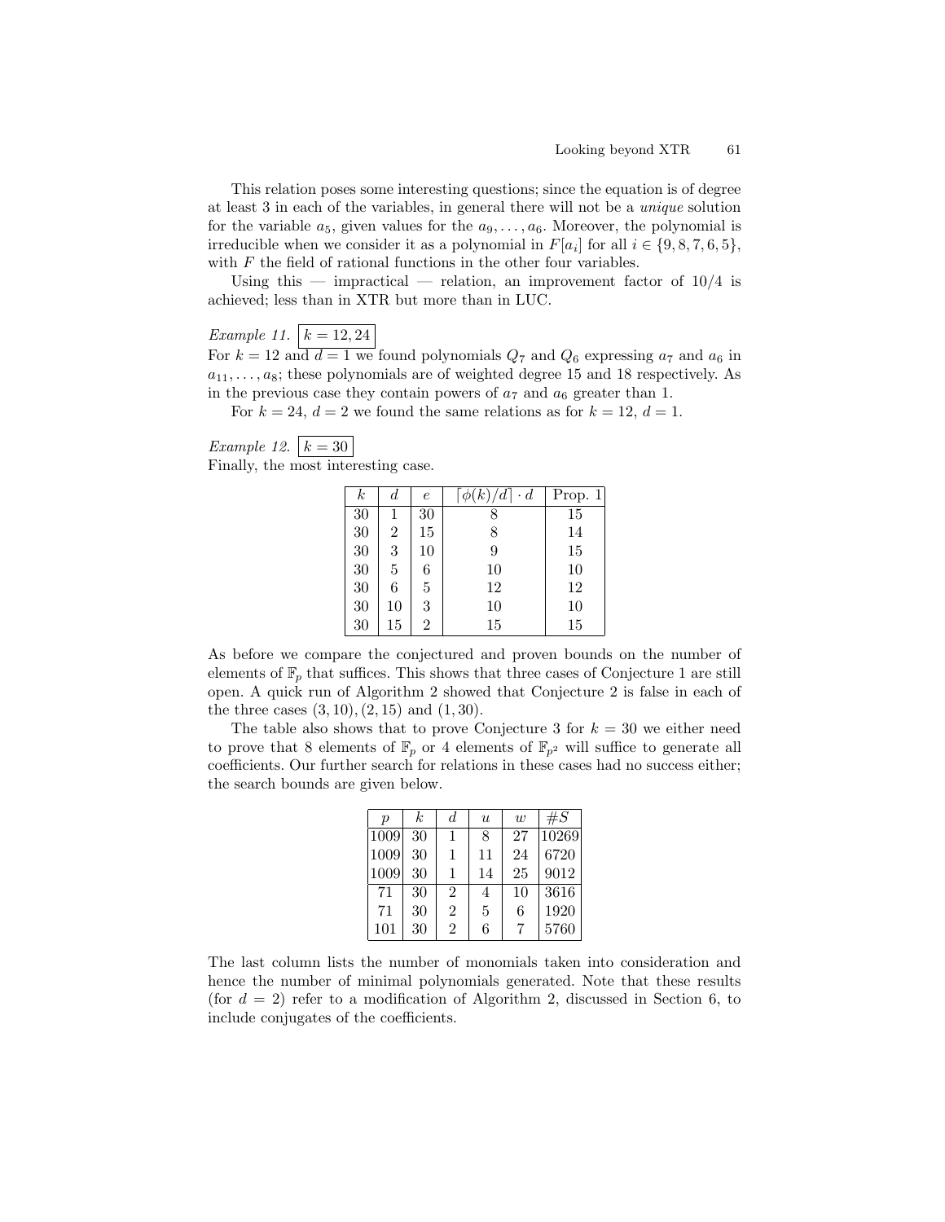This relation poses some interesting questions; since the equation is of degree at least 3 in each of the variables, in general there will not be a *unique* solution for the variable $a_5$, given values for the $a_9, \ldots, a_6$. Moreover, the polynomial is irreducible when we consider it as a polynomial in $F[a_i]$ for all $i \in \{9, 8, 7, 6, 5\}$, with $F$ the field of rational functions in the other four variables.

Using this — impractical — relation, an improvement factor of 10/4 is achieved; less than in XTR but more than in LUC.

*Example 11.* $k = 12, 24$

For $k = 12$ and $d = 1$ we found polynomials $Q_7$ and $Q_6$ expressing $a_7$ and $a_6$ in $a_{11}, \ldots, a_8$; these polynomials are of weighted degree 15 and 18 respectively. As in the previous case they contain powers of $a_7$ and $a_6$ greater than 1.

For $k = 24$, $d = 2$ we found the same relations as for $k = 12$, $d = 1$.

*Example 12.* $k = 30$

Finally, the most interesting case.

| $k$ | $d$ | $e$ | $\lceil \phi(k)/d \rceil \cdot d$ | Prop. 1 |
|---|---|---|---|---|
| 30 | 1 | 30 | 8 | 15 |
| 30 | 2 | 15 | 8 | 14 |
| 30 | 3 | 10 | 9 | 15 |
| 30 | 5 | 6 | 10 | 10 |
| 30 | 6 | 5 | 12 | 12 |
| 30 | 10 | 3 | 10 | 10 |
| 30 | 15 | 2 | 15 | 15 |

As before we compare the conjectured and proven bounds on the number of elements of $\mathbb{F}_p$ that suffices. This shows that three cases of Conjecture 1 are still open. A quick run of Algorithm 2 showed that Conjecture 2 is false in each of the three cases $(3, 10), (2, 15)$ and $(1, 30)$.

The table also shows that to prove Conjecture 3 for $k = 30$ we either need to prove that 8 elements of $\mathbb{F}_p$ or 4 elements of $\mathbb{F}_{p^2}$ will suffice to generate all coefficients. Our further search for relations in these cases had no success either; the search bounds are given below.

| $p$ | $k$ | $d$ | $u$ | $w$ | $\#S$ |
|---|---|---|---|---|---|
| 1009 | 30 | 1 | 8 | 27 | 10269 |
| 1009 | 30 | 1 | 11 | 24 | 6720 |
| 1009 | 30 | 1 | 14 | 25 | 9012 |
| 71 | 30 | 2 | 4 | 10 | 3616 |
| 71 | 30 | 2 | 5 | 6 | 1920 |
| 101 | 30 | 2 | 6 | 7 | 5760 |

The last column lists the number of monomials taken into consideration and hence the number of minimal polynomials generated. Note that these results (for $d = 2$) refer to a modification of Algorithm 2, discussed in Section 6, to include conjugates of the coefficients.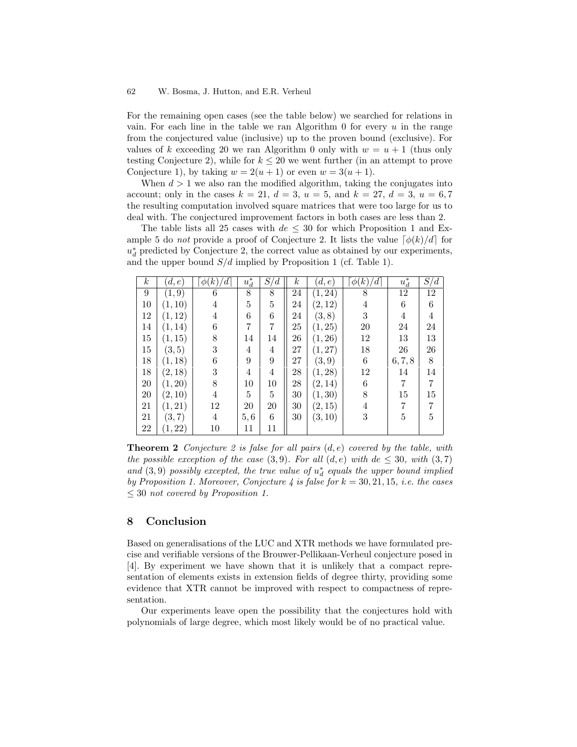For the remaining open cases (see the table below) we searched for relations in vain. For each line in the table we ran Algorithm 0 for every $u$ in the range from the conjectured value (inclusive) up to the proven bound (exclusive). For values of $k$ exceeding 20 we ran Algorithm 0 only with $w = u + 1$ (thus only testing Conjecture 2), while for $k \leq 20$ we went further (in an attempt to prove Conjecture 1), by taking $w = 2(u + 1)$ or even $w = 3(u + 1)$.

When $d > 1$ we also ran the modified algorithm, taking the conjugates into account; only in the cases $k = 21$, $d = 3$, $u = 5$, and $k = 27$, $d = 3$, $u = 6, 7$ the resulting computation involved square matrices that were too large for us to deal with. The conjectured improvement factors in both cases are less than 2.

The table lists all 25 cases with $de \leq 30$ for which Proposition 1 and Example 5 do *not* provide a proof of Conjecture 2. It lists the value $\lceil \phi(k)/d \rceil$ for $u_d^*$ predicted by Conjecture 2, the correct value as obtained by our experiments, and the upper bound $S/d$ implied by Proposition 1 (cf. Table 1).

| $k$ | $(d, e)$ | $\lceil \phi(k)/d \rceil$ | $u_d^*$ | $S/d$ | $k$ | $(d, e)$ | $\lceil \phi(k)/d \rceil$ | $u_d^*$ | $S/d$ |
|---|---|---|---|---|---|---|---|---|---|
| 9 | $(1, 9)$ | 6 | 8 | 8 | 24 | $(1, 24)$ | 8 | 12 | 12 |
| 10 | $(1, 10)$ | 4 | 5 | 5 | 24 | $(2, 12)$ | 4 | 6 | 6 |
| 12 | $(1, 12)$ | 4 | 6 | 6 | 24 | $(3, 8)$ | 3 | 4 | 4 |
| 14 | $(1, 14)$ | 6 | 7 | 7 | 25 | $(1, 25)$ | 20 | 24 | 24 |
| 15 | $(1, 15)$ | 8 | 14 | 14 | 26 | $(1, 26)$ | 12 | 13 | 13 |
| 15 | $(3, 5)$ | 3 | 4 | 4 | 27 | $(1, 27)$ | 18 | 26 | 26 |
| 18 | $(1, 18)$ | 6 | 9 | 9 | 27 | $(3, 9)$ | 6 | $6, 7, 8$ | 8 |
| 18 | $(2, 18)$ | 3 | 4 | 4 | 28 | $(1, 28)$ | 12 | 14 | 14 |
| 20 | $(1, 20)$ | 8 | 10 | 10 | 28 | $(2, 14)$ | 6 | 7 | 7 |
| 20 | $(2, 10)$ | 4 | 5 | 5 | 30 | $(1, 30)$ | 8 | 15 | 15 |
| 21 | $(1, 21)$ | 12 | 20 | 20 | 30 | $(2, 15)$ | 4 | 7 | 7 |
| 21 | $(3, 7)$ | 4 | $5, 6$ | 6 | 30 | $(3, 10)$ | 3 | 5 | 5 |
| 22 | $(1, 22)$ | 10 | 11 | 11 | | | | | |

**Theorem 2** *Conjecture 2 is false for all pairs $(d, e)$ covered by the table, with the possible exception of the case $(3, 9)$. For all $(d, e)$ with $de \leq 30$, with $(3, 7)$ and $(3, 9)$ possibly excepted, the true value of $u_d^*$ equals the upper bound implied by Proposition 1. Moreover, Conjecture 4 is false for $k = 30, 21, 15$, i.e. the cases $\leq 30$ not covered by Proposition 1.*

## 8 Conclusion

Based on generalisations of the LUC and XTR methods we have formulated precise and verifiable versions of the Brouwer-Pellikaan-Verheul conjecture posed in [4]. By experiment we have shown that it is unlikely that a compact representation of elements exists in extension fields of degree thirty, providing some evidence that XTR cannot be improved with respect to compactness of representation.

Our experiments leave open the possibility that the conjectures hold with polynomials of large degree, which most likely would be of no practical value.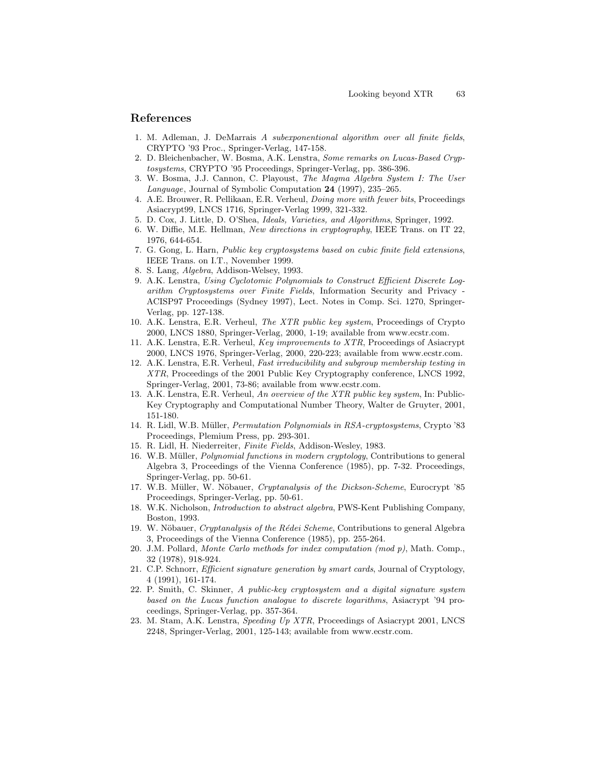## References

1. M. Adleman, J. DeMarrais *A subexponentional algorithm over all finite fields*, CRYPTO '93 Proc., Springer-Verlag, 147-158.
2. D. Bleichenbacher, W. Bosma, A.K. Lenstra, *Some remarks on Lucas-Based Cryptosystems*, CRYPTO '95 Proceedings, Springer-Verlag, pp. 386-396.
3. W. Bosma, J.J. Cannon, C. Playoust, *The Magma Algebra System I: The User Language*, Journal of Symbolic Computation **24** (1997), 235–265.
4. A.E. Brouwer, R. Pellikaan, E.R. Verheul, *Doing more with fewer bits*, Proceedings Asiacrypt99, LNCS 1716, Springer-Verlag 1999, 321-332.
5. D. Cox, J. Little, D. O'Shea, *Ideals, Varieties, and Algorithms*, Springer, 1992.
6. W. Diffie, M.E. Hellman, *New directions in cryptography*, IEEE Trans. on IT 22, 1976, 644-654.
7. G. Gong, L. Harn, *Public key cryptosystems based on cubic finite field extensions*, IEEE Trans. on I.T., November 1999.
8. S. Lang, *Algebra*, Addison-Welsey, 1993.
9. A.K. Lenstra, *Using Cyclotomic Polynomials to Construct Efficient Discrete Logarithm Cryptosystems over Finite Fields*, Information Security and Privacy - ACISP97 Proceedings (Sydney 1997), Lect. Notes in Comp. Sci. 1270, Springer-Verlag, pp. 127-138.
10. A.K. Lenstra, E.R. Verheul, *The XTR public key system*, Proceedings of Crypto 2000, LNCS 1880, Springer-Verlag, 2000, 1-19; available from www.ecstr.com.
11. A.K. Lenstra, E.R. Verheul, *Key improvements to XTR*, Proceedings of Asiacrypt 2000, LNCS 1976, Springer-Verlag, 2000, 220-223; available from www.ecstr.com.
12. A.K. Lenstra, E.R. Verheul, *Fast irreducibility and subgroup membership testing in XTR*, Proceedings of the 2001 Public Key Cryptography conference, LNCS 1992, Springer-Verlag, 2001, 73-86; available from www.ecstr.com.
13. A.K. Lenstra, E.R. Verheul, *An overview of the XTR public key system*, In: Public-Key Cryptography and Computational Number Theory, Walter de Gruyter, 2001, 151-180.
14. R. Lidl, W.B. Müller, *Permutation Polynomials in RSA-cryptosystems*, Crypto '83 Proceedings, Plemium Press, pp. 293-301.
15. R. Lidl, H. Niederreiter, *Finite Fields*, Addison-Wesley, 1983.
16. W.B. Müller, *Polynomial functions in modern cryptology*, Contributions to general Algebra 3, Proceedings of the Vienna Conference (1985), pp. 7-32. Proceedings, Springer-Verlag, pp. 50-61.
17. W.B. Müller, W. Nöbauer, *Cryptanalysis of the Dickson-Scheme*, Eurocrypt '85 Proceedings, Springer-Verlag, pp. 50-61.
18. W.K. Nicholson, *Introduction to abstract algebra*, PWS-Kent Publishing Company, Boston, 1993.
19. W. Nöbauer, *Cryptanalysis of the Rédei Scheme*, Contributions to general Algebra 3, Proceedings of the Vienna Conference (1985), pp. 255-264.
20. J.M. Pollard, *Monte Carlo methods for index computation (mod p)*, Math. Comp., 32 (1978), 918-924.
21. C.P. Schnorr, *Efficient signature generation by smart cards*, Journal of Cryptology, 4 (1991), 161-174.
22. P. Smith, C. Skinner, *A public-key cryptosystem and a digital signature system based on the Lucas function analogue to discrete logarithms*, Asiacrypt '94 proceedings, Springer-Verlag, pp. 357-364.
23. M. Stam, A.K. Lenstra, *Speeding Up XTR*, Proceedings of Asiacrypt 2001, LNCS 2248, Springer-Verlag, 2001, 125-143; available from www.ecstr.com.